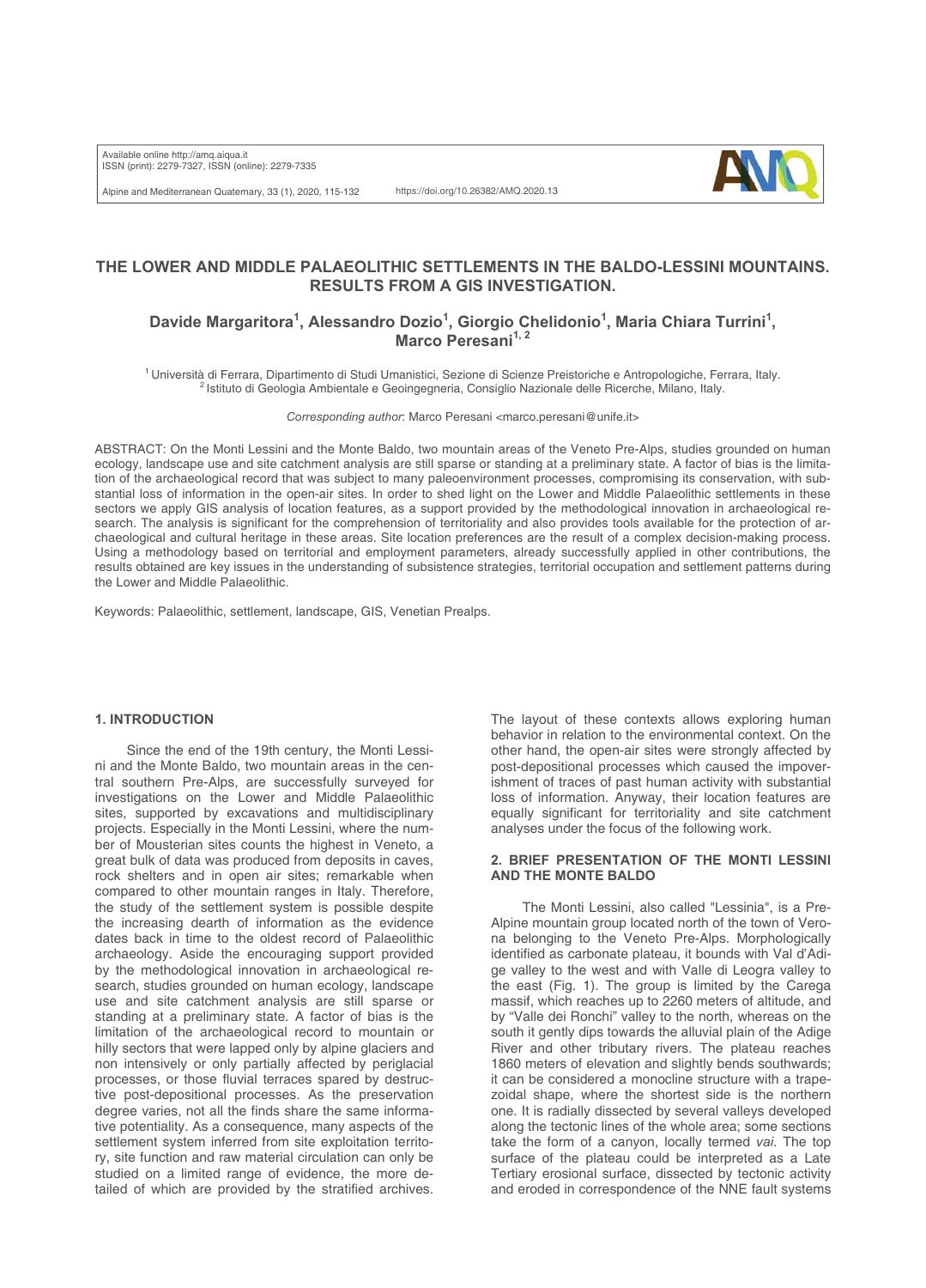# THE LOWER AND MIDDLE PALAEOLITHIC SETTLEMENTS IN THE BALDO-LESSINI MOUNTAINS. RESULTS FROM A GIS INVESTIGATION.

**Davide Margaritora[1], Alessandro Dozio[1], Giorgio Chelidonio[1], Maria Chiara Turrini[1], Marco Peresani[1, 2]**

[1] Università di Ferrara, Dipartimento di Studi Umanistici, Sezione di Scienze Preistoriche e Antropologiche, Ferrara, Italy.
[2] Istituto di Geologia Ambientale e Geoingegneria, Consiglio Nazionale delle Ricerche, Milano, Italy.

*Corresponding author*: Marco Peresani <marco.peresani@unife.it>

ABSTRACT: On the Monti Lessini and the Monte Baldo, two mountain areas of the Veneto Pre-Alps, studies grounded on human ecology, landscape use and site catchment analysis are still sparse or standing at a preliminary state. A factor of bias is the limitation of the archaeological record that was subject to many paleoenvironment processes, compromising its conservation, with substantial loss of information in the open-air sites. In order to shed light on the Lower and Middle Palaeolithic settlements in these sectors we apply GIS analysis of location features, as a support provided by the methodological innovation in archaeological research. The analysis is significant for the comprehension of territoriality and also provides tools available for the protection of archaeological and cultural heritage in these areas. Site location preferences are the result of a complex decision-making process. Using a methodology based on territorial and employment parameters, already successfully applied in other contributions, the results obtained are key issues in the understanding of subsistence strategies, territorial occupation and settlement patterns during the Lower and Middle Palaeolithic.

Keywords: Palaeolithic, settlement, landscape, GIS, Venetian Prealps.

## 1. INTRODUCTION

Since the end of the 19th century, the Monti Lessini and the Monte Baldo, two mountain areas in the central southern Pre-Alps, are successfully surveyed for investigations on the Lower and Middle Palaeolithic sites, supported by excavations and multidisciplinary projects. Especially in the Monti Lessini, where the number of Mousterian sites counts the highest in Veneto, a great bulk of data was produced from deposits in caves, rock shelters and in open air sites; remarkable when compared to other mountain ranges in Italy. Therefore, the study of the settlement system is possible despite the increasing dearth of information as the evidence dates back in time to the oldest record of Palaeolithic archaeology. Aside the encouraging support provided by the methodological innovation in archaeological research, studies grounded on human ecology, landscape use and site catchment analysis are still sparse or standing at a preliminary state. A factor of bias is the limitation of the archaeological record to mountain or hilly sectors that were lapped only by alpine glaciers and non intensively or only partially affected by periglacial processes, or those fluvial terraces spared by destructive post-depositional processes. As the preservation degree varies, not all the finds share the same informative potentiality. As a consequence, many aspects of the settlement system inferred from site exploitation territory, site function and raw material circulation can only be studied on a limited range of evidence, the more detailed of which are provided by the stratified archives. The layout of these contexts allows exploring human behavior in relation to the environmental context. On the other hand, the open-air sites were strongly affected by post-depositional processes which caused the impoverishment of traces of past human activity with substantial loss of information. Anyway, their location features are equally significant for territoriality and site catchment analyses under the focus of the following work.

## 2. BRIEF PRESENTATION OF THE MONTI LESSINI AND THE MONTE BALDO

The Monti Lessini, also called "Lessinia", is a Pre-Alpine mountain group located north of the town of Verona belonging to the Veneto Pre-Alps. Morphologically identified as carbonate plateau, it bounds with Val d'Adige valley to the west and with Valle di Leogra valley to the east (Fig. 1). The group is limited by the Carega massif, which reaches up to 2260 meters of altitude, and by "Valle dei Ronchi" valley to the north, whereas on the south it gently dips towards the alluvial plain of the Adige River and other tributary rivers. The plateau reaches 1860 meters of elevation and slightly bends southwards; it can be considered a monocline structure with a trapezoidal shape, where the shortest side is the northern one. It is radially dissected by several valleys developed along the tectonic lines of the whole area; some sections take the form of a canyon, locally termed *vai*. The top surface of the plateau could be interpreted as a Late Tertiary erosional surface, dissected by tectonic activity and eroded in correspondence of the NNE fault systems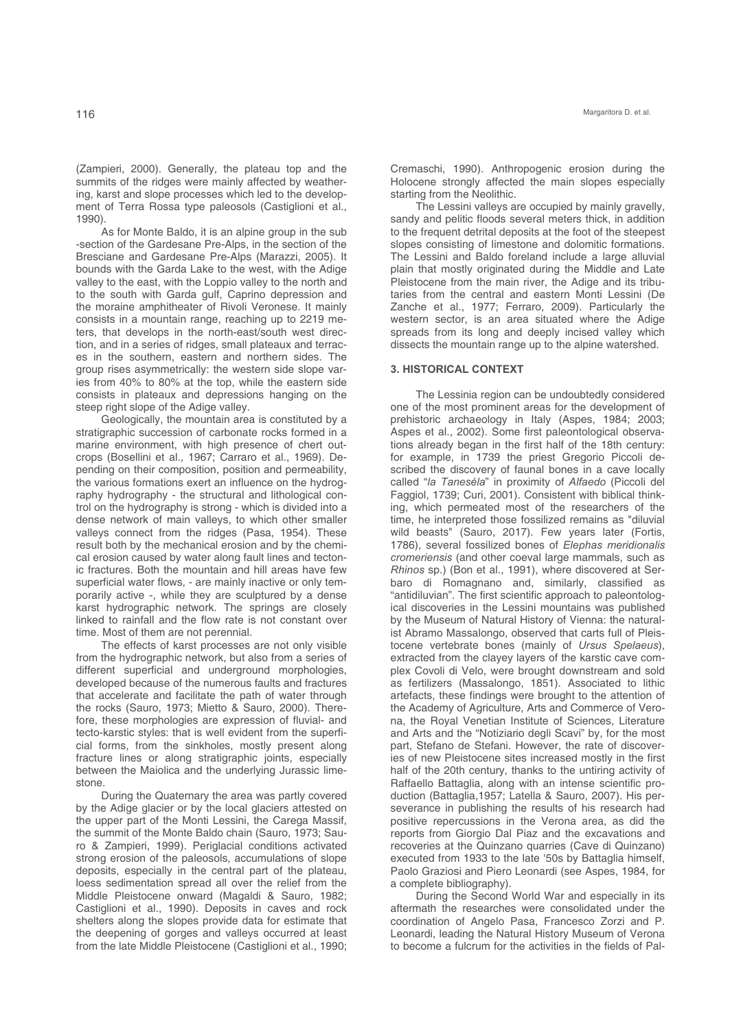(Zampieri, 2000). Generally, the plateau top and the summits of the ridges were mainly affected by weathering, karst and slope processes which led to the development of Terra Rossa type paleosols (Castiglioni et al., 1990).

As for Monte Baldo, it is an alpine group in the sub -section of the Gardesane Pre-Alps, in the section of the Bresciane and Gardesane Pre-Alps (Marazzi, 2005). It bounds with the Garda Lake to the west, with the Adige valley to the east, with the Loppio valley to the north and to the south with Garda gulf, Caprino depression and the moraine amphitheater of Rivoli Veronese. It mainly consists in a mountain range, reaching up to 2219 meters, that develops in the north-east/south west direction, and in a series of ridges, small plateaux and terraces in the southern, eastern and northern sides. The group rises asymmetrically: the western side slope varies from 40% to 80% at the top, while the eastern side consists in plateaux and depressions hanging on the steep right slope of the Adige valley.

Geologically, the mountain area is constituted by a stratigraphic succession of carbonate rocks formed in a marine environment, with high presence of chert outcrops (Bosellini et al., 1967; Carraro et al., 1969). Depending on their composition, position and permeability, the various formations exert an influence on the hydrography hydrography - the structural and lithological control on the hydrography is strong - which is divided into a dense network of main valleys, to which other smaller valleys connect from the ridges (Pasa, 1954). These result both by the mechanical erosion and by the chemical erosion caused by water along fault lines and tectonic fractures. Both the mountain and hill areas have few superficial water flows, - are mainly inactive or only temporarily active -, while they are sculptured by a dense karst hydrographic network. The springs are closely linked to rainfall and the flow rate is not constant over time. Most of them are not perennial.

The effects of karst processes are not only visible from the hydrographic network, but also from a series of different superficial and underground morphologies, developed because of the numerous faults and fractures that accelerate and facilitate the path of water through the rocks (Sauro, 1973; Mietto & Sauro, 2000). Therefore, these morphologies are expression of fluvial- and tecto-karstic styles: that is well evident from the superficial forms, from the sinkholes, mostly present along fracture lines or along stratigraphic joints, especially between the Maiolica and the underlying Jurassic limestone.

During the Quaternary the area was partly covered by the Adige glacier or by the local glaciers attested on the upper part of the Monti Lessini, the Carega Massif, the summit of the Monte Baldo chain (Sauro, 1973; Sauro & Zampieri, 1999). Periglacial conditions activated strong erosion of the paleosols, accumulations of slope deposits, especially in the central part of the plateau, loess sedimentation spread all over the relief from the Middle Pleistocene onward (Magaldi & Sauro, 1982; Castiglioni et al., 1990). Deposits in caves and rock shelters along the slopes provide data for estimate that the deepening of gorges and valleys occurred at least from the late Middle Pleistocene (Castiglioni et al., 1990; Cremaschi, 1990). Anthropogenic erosion during the Holocene strongly affected the main slopes especially starting from the Neolithic.

The Lessini valleys are occupied by mainly gravelly, sandy and pelitic floods several meters thick, in addition to the frequent detrital deposits at the foot of the steepest slopes consisting of limestone and dolomitic formations. The Lessini and Baldo foreland include a large alluvial plain that mostly originated during the Middle and Late Pleistocene from the main river, the Adige and its tributaries from the central and eastern Monti Lessini (De Zanche et al., 1977; Ferraro, 2009). Particularly the western sector, is an area situated where the Adige spreads from its long and deeply incised valley which dissects the mountain range up to the alpine watershed.

## 3. HISTORICAL CONTEXT

The Lessinia region can be undoubtedly considered one of the most prominent areas for the development of prehistoric archaeology in Italy (Aspes, 1984; 2003; Aspes et al., 2002). Some first paleontological observations already began in the first half of the 18th century: for example, in 1739 the priest Gregorio Piccoli described the discovery of faunal bones in a cave locally called "*la Taneséla*" in proximity of *Alfaedo* (Piccoli del Faggiol, 1739; Curi, 2001). Consistent with biblical thinking, which permeated most of the researchers of the time, he interpreted those fossilized remains as "diluvial wild beasts" (Sauro, 2017). Few years later (Fortis, 1786), several fossilized bones of *Elephas meridionalis cromeriensis* (and other coeval large mammals, such as *Rhinos* sp.) (Bon et al., 1991), where discovered at Serbaro di Romagnano and, similarly, classified as "antidiluvian". The first scientific approach to paleontological discoveries in the Lessini mountains was published by the Museum of Natural History of Vienna: the naturalist Abramo Massalongo, observed that carts full of Pleistocene vertebrate bones (mainly of *Ursus Spelaeus*), extracted from the clayey layers of the karstic cave complex Covoli di Velo, were brought downstream and sold as fertilizers (Massalongo, 1851). Associated to lithic artefacts, these findings were brought to the attention of the Academy of Agriculture, Arts and Commerce of Verona, the Royal Venetian Institute of Sciences, Literature and Arts and the "Notiziario degli Scavi" by, for the most part, Stefano de Stefani. However, the rate of discoveries of new Pleistocene sites increased mostly in the first half of the 20th century, thanks to the untiring activity of Raffaello Battaglia, along with an intense scientific production (Battaglia,1957; Latella & Sauro, 2007). His perseverance in publishing the results of his research had positive repercussions in the Verona area, as did the reports from Giorgio Dal Piaz and the excavations and recoveries at the Quinzano quarries (Cave di Quinzano) executed from 1933 to the late '50s by Battaglia himself, Paolo Graziosi and Piero Leonardi (see Aspes, 1984, for a complete bibliography).

During the Second World War and especially in its aftermath the researches were consolidated under the coordination of Angelo Pasa, Francesco Zorzi and P. Leonardi, leading the Natural History Museum of Verona to become a fulcrum for the activities in the fields of Pal-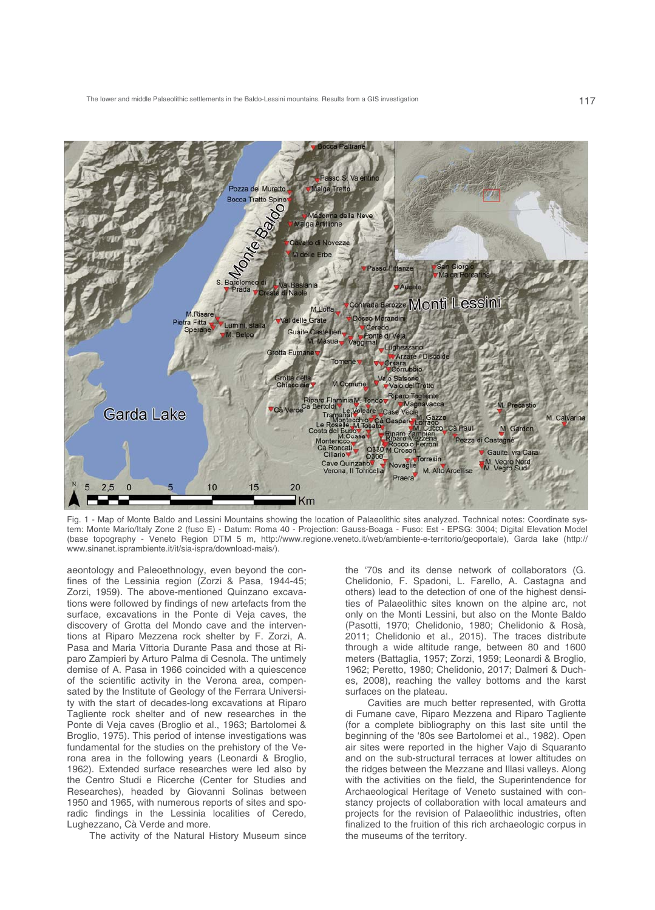Fig. 1 - Map of Monte Baldo and Lessini Mountains showing the location of Palaeolithic sites analyzed. Technical notes: Coordinate system: Monte Mario/Italy Zone 2 (fuso E) - Datum: Roma 40 - Projection: Gauss-Boaga - Fuso: Est - EPSG: 3004; Digital Elevation Model (base topography - Veneto Region DTM 5 m, http://www.regione.veneto.it/web/ambiente-e-territorio/geoportale), Garda lake (http://www.sinanet.isprambiente.it/it/sia-ispra/download-mais/).

aeontology and Paleoethnology, even beyond the confines of the Lessinia region (Zorzi & Pasa, 1944-45; Zorzi, 1959). The above-mentioned Quinzano excavations were followed by findings of new artefacts from the surface, excavations in the Ponte di Veja caves, the discovery of Grotta del Mondo cave and the interventions at Riparo Mezzena rock shelter by F. Zorzi, A. Pasa and Maria Vittoria Durante Pasa and those at Riparo Zampieri by Arturo Palma di Cesnola. The untimely demise of A. Pasa in 1966 coincided with a quiescence of the scientific activity in the Verona area, compensated by the Institute of Geology of the Ferrara University with the start of decades-long excavations at Riparo Tagliente rock shelter and of new researches in the Ponte di Veja caves (Broglio et al., 1963; Bartolomei & Broglio, 1975). This period of intense investigations was fundamental for the studies on the prehistory of the Verona area in the following years (Leonardi & Broglio, 1962). Extended surface researches were led also by the Centro Studi e Ricerche (Center for Studies and Researches), headed by Giovanni Solinas between 1950 and 1965, with numerous reports of sites and sporadic findings in the Lessinia localities of Ceredo, Lughezzano, Cà Verde and more.

The activity of the Natural History Museum since the '70s and its dense network of collaborators (G. Chelidonio, F. Spadoni, L. Farello, A. Castagna and others) lead to the detection of one of the highest densities of Palaeolithic sites known on the alpine arc, not only on the Monti Lessini, but also on the Monte Baldo (Pasotti, 1970; Chelidonio, 1980; Chelidonio & Rosà, 2011; Chelidonio et al., 2015). The traces distribute through a wide altitude range, between 80 and 1600 meters (Battaglia, 1957; Zorzi, 1959; Leonardi & Broglio, 1962; Peretto, 1980; Chelidonio, 2017; Dalmeri & Duches, 2008), reaching the valley bottoms and the karst surfaces on the plateau.

Cavities are much better represented, with Grotta di Fumane cave, Riparo Mezzena and Riparo Tagliente (for a complete bibliography on this last site until the beginning of the '80s see Bartolomei et al., 1982). Open air sites were reported in the higher Vajo di Squaranto and on the sub-structural terraces at lower altitudes on the ridges between the Mezzane and Illasi valleys. Along with the activities on the field, the Superintendence for Archaeological Heritage of Veneto sustained with constancy projects of collaboration with local amateurs and projects for the revision of Palaeolithic industries, often finalized to the fruition of this rich archaeologic corpus in the museums of the territory.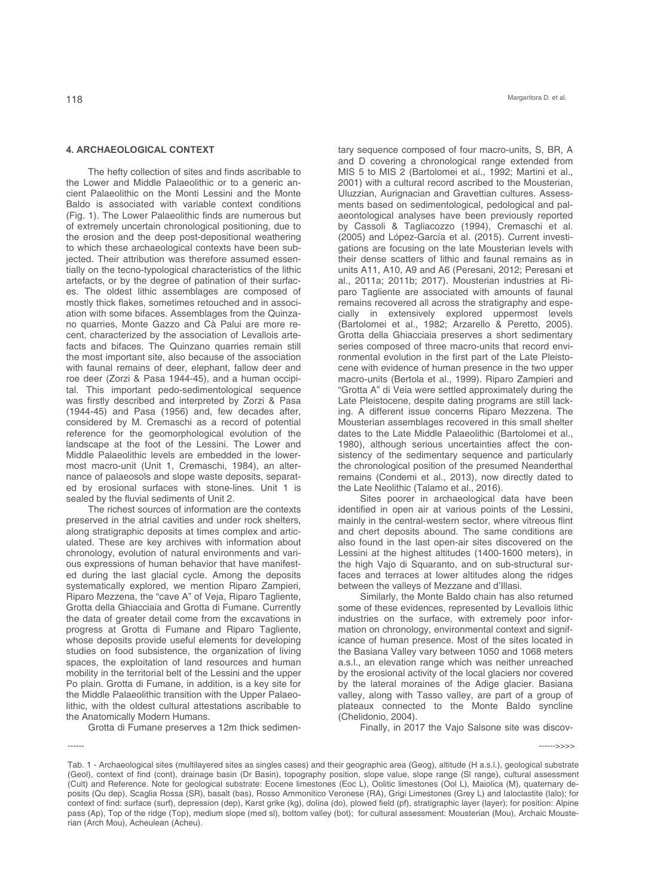## 4. ARCHAEOLOGICAL CONTEXT

The hefty collection of sites and finds ascribable to the Lower and Middle Palaeolithic or to a generic ancient Palaeolithic on the Monti Lessini and the Monte Baldo is associated with variable context conditions (Fig. 1). The Lower Palaeolithic finds are numerous but of extremely uncertain chronological positioning, due to the erosion and the deep post-depositional weathering to which these archaeological contexts have been subjected. Their attribution was therefore assumed essentially on the tecno-typological characteristics of the lithic artefacts, or by the degree of patination of their surfaces. The oldest lithic assemblages are composed of mostly thick flakes, sometimes retouched and in association with some bifaces. Assemblages from the Quinzano quarries, Monte Gazzo and Cà Palui are more recent, characterized by the association of Levallois artefacts and bifaces. The Quinzano quarries remain still the most important site, also because of the association with faunal remains of deer, elephant, fallow deer and roe deer (Zorzi & Pasa 1944-45), and a human occipital. This important pedo-sedimentological sequence was firstly described and interpreted by Zorzi & Pasa (1944-45) and Pasa (1956) and, few decades after, considered by M. Cremaschi as a record of potential reference for the geomorphological evolution of the landscape at the foot of the Lessini. The Lower and Middle Palaeolithic levels are embedded in the lowermost macro-unit (Unit 1, Cremaschi, 1984), an alternance of palaeosols and slope waste deposits, separated by erosional surfaces with stone-lines. Unit 1 is sealed by the fluvial sediments of Unit 2.

The richest sources of information are the contexts preserved in the atrial cavities and under rock shelters, along stratigraphic deposits at times complex and articulated. These are key archives with information about chronology, evolution of natural environments and various expressions of human behavior that have manifested during the last glacial cycle. Among the deposits systematically explored, we mention Riparo Zampieri, Riparo Mezzena, the "cave A" of Veja, Riparo Tagliente, Grotta della Ghiacciaia and Grotta di Fumane. Currently the data of greater detail come from the excavations in progress at Grotta di Fumane and Riparo Tagliente, whose deposits provide useful elements for developing studies on food subsistence, the organization of living spaces, the exploitation of land resources and human mobility in the territorial belt of the Lessini and the upper Po plain. Grotta di Fumane, in addition, is a key site for the Middle Palaeolithic transition with the Upper Palaeolithic, with the oldest cultural attestations ascribable to the Anatomically Modern Humans.

Grotta di Fumane preserves a 12m thick sedimentary sequence composed of four macro-units, S, BR, A and D covering a chronological range extended from MIS 5 to MIS 2 (Bartolomei et al., 1992; Martini et al., 2001) with a cultural record ascribed to the Mousterian, Uluzzian, Aurignacian and Gravettian cultures. Assessments based on sedimentological, pedological and palaeontological analyses have been previously reported by Cassoli & Tagliacozzo (1994), Cremaschi et al. (2005) and López-García et al. (2015). Current investigations are focusing on the late Mousterian levels with their dense scatters of lithic and faunal remains as in units A11, A10, A9 and A6 (Peresani, 2012; Peresani et al., 2011a; 2011b; 2017). Mousterian industries at Riparo Tagliente are associated with amounts of faunal remains recovered all across the stratigraphy and especially in extensively explored uppermost levels (Bartolomei et al., 1982; Arzarello & Peretto, 2005). Grotta della Ghiacciaia preserves a short sedimentary series composed of three macro-units that record environmental evolution in the first part of the Late Pleistocene with evidence of human presence in the two upper macro-units (Bertola et al., 1999). Riparo Zampieri and "Grotta A" di Veia were settled approximately during the Late Pleistocene, despite dating programs are still lacking. A different issue concerns Riparo Mezzena. The Mousterian assemblages recovered in this small shelter dates to the Late Middle Palaeolithic (Bartolomei et al., 1980), although serious uncertainties affect the consistency of the sedimentary sequence and particularly the chronological position of the presumed Neanderthal remains (Condemi et al., 2013), now directly dated to the Late Neolithic (Talamo et al., 2016).

Sites poorer in archaeological data have been identified in open air at various points of the Lessini, mainly in the central-western sector, where vitreous flint and chert deposits abound. The same conditions are also found in the last open-air sites discovered on the Lessini at the highest altitudes (1400-1600 meters), in the high Vajo di Squaranto, and on sub-structural surfaces and terraces at lower altitudes along the ridges between the valleys of Mezzane and d'Illasi.

Similarly, the Monte Baldo chain has also returned some of these evidences, represented by Levallois lithic industries on the surface, with extremely poor information on chronology, environmental context and significance of human presence. Most of the sites located in the Basiana Valley vary between 1050 and 1068 meters a.s.l., an elevation range which was neither unreached by the erosional activity of the local glaciers nor covered by the lateral moraines of the Adige glacier. Basiana valley, along with Tasso valley, are part of a group of plateaux connected to the Monte Baldo syncline (Chelidonio, 2004).

Finally, in 2017 the Vajo Salsone site was discov-

------ ------>>>>

Tab. 1 - Archaeological sites (multilayered sites as singles cases) and their geographic area (Geog), altitude (H a.s.l.), geological substrate (Geol), context of find (cont), drainage basin (Dr Basin), topography position, slope value, slope range (Sl range), cultural assessment (Cult) and Reference. Note for geological substrate: Eocene limestones (Eoc L), Oolitic limestones (Ool L), Maiolica (M), quaternary deposits (Qu dep), Scaglia Rossa (SR), basalt (bas), Rosso Ammonitico Veronese (RA), Grigi Limestones (Grey L) and Ialoclastite (Ialo); for context of find: surface (surf), depression (dep), Karst grike (kg), dolina (do), plowed field (pf), stratigraphic layer (layer); for position: Alpine pass (Ap), Top of the ridge (Top), medium slope (med sl), bottom valley (bot); for cultural assessment: Mousterian (Mou), Archaic Mousterian (Arch Mou), Acheulean (Acheu).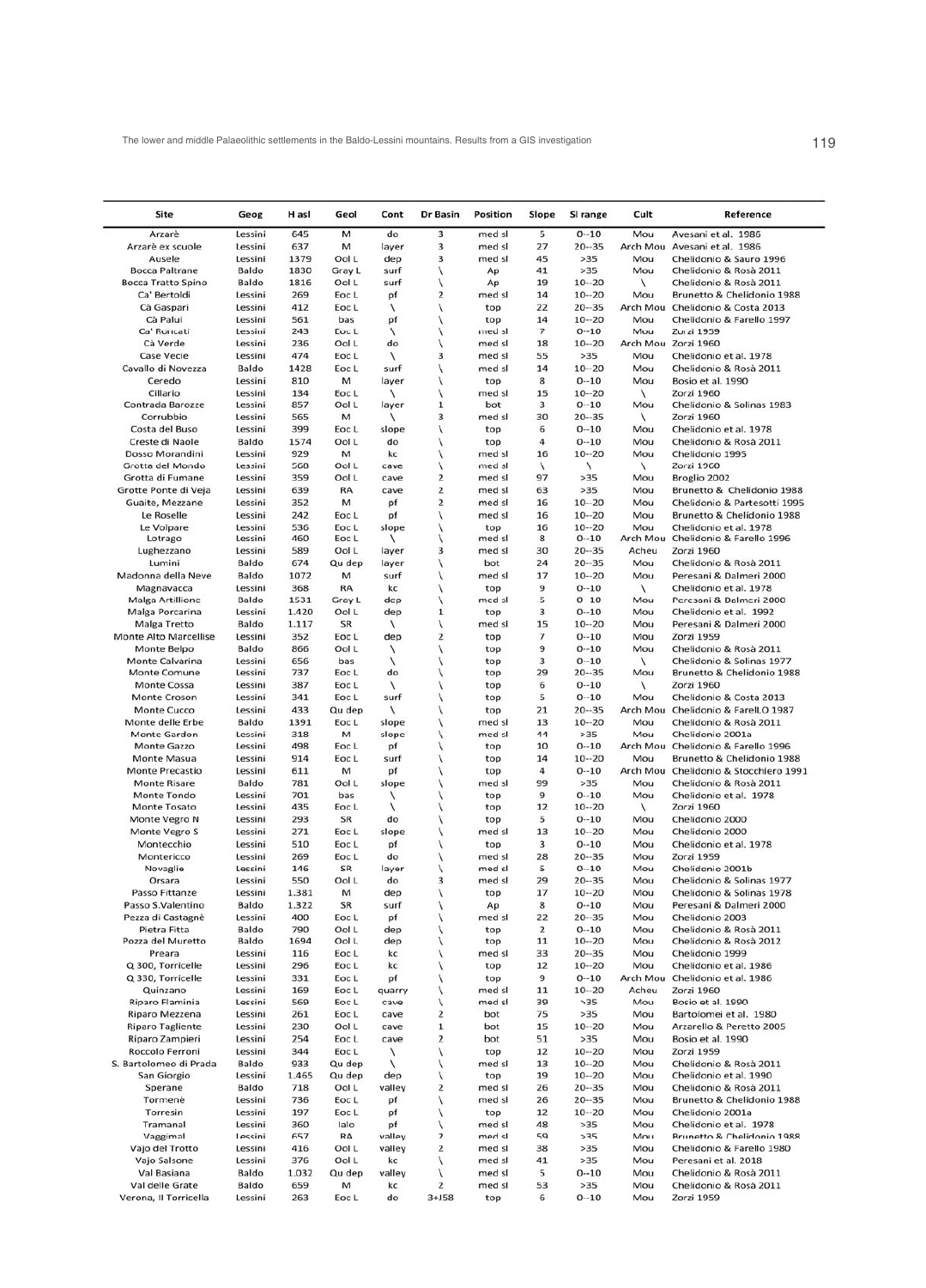| Site | Geog | H asl | Geol | Cont | Dr Basin | Position | Slope | Sl range | Cult | Reference |
|---|---|---|---|---|---|---|---|---|---|---|
| Arzarè | Lessini | 645 | M | do | 3 | med sl | 5 | 0--10 | Mou | Avesani et al. 1986 |
| Arzarè ex scuole | Lessini | 637 | M | layer | 3 | med sl | 27 | 20--35 | Arch Mou | Avesani et al. 1986 |
| Ausele | Lessini | 1379 | Ool L | dep | 3 | med sl | 45 | >35 | Mou | Chelidonio & Sauro 1996 |
| Bocca Paltrane | Baldo | 1830 | Gray L | surf | \ | Ap | 41 | >35 | Mou | Chelidonio & Rosà 2011 |
| Bocca Tratto Spino | Baldo | 1816 | Ool L | surf | \ | Ap | 19 | 10--20 | \ | Chelidonio & Rosà 2011 |
| Ca' Bertoldi | Lessini | 269 | Eoc L | pf | 2 | med sl | 14 | 10--20 | Mou | Brunetto & Chelidonio 1988 |
| Cà Gaspari | Lessini | 412 | Eoc L | \ | \ | top | 22 | 20--35 | Arch Mou | Chelidonio & Costa 2013 |
| Cà Palui | Lessini | 561 | bas | pf | \ | top | 14 | 10--20 | Mou | Chelidonio & Farello 1997 |
| Ca' Ronceti | Lessini | 243 | Eoc L | \ | \ | med sl | 7 | 0--10 | Mou | Zorzi 1959 |
| Cà Verde | Lessini | 236 | Ool L | do | \ | med sl | 18 | 10--20 | Arch Mou | Zorzi 1960 |
| Case Vecie | Lessini | 474 | Eoc L | \ | 3 | med sl | 55 | >35 | Mou | Chelidonio et al. 1978 |
| Cavallo di Novezza | Baldo | 1428 | Eoc L | surf | \ | med sl | 14 | 10--20 | Mou | Chelidonio & Rosà 2011 |
| Ceredo | Lessini | 810 | M | layer | \ | top | 8 | 0--10 | Mou | Bosio et al. 1990 |
| Cillario | Lessini | 134 | Eoc L | \ | \ | med sl | 15 | 10--20 | \ | Zorzi 1960 |
| Contrada Barozze | Lessini | 857 | Ool L | layer | 1 | bot | 3 | 0--10 | Mou | Chelidonio & Solinas 1983 |
| Corrubbio | Lessini | 565 | M | \ | 3 | med sl | 30 | 20--35 | \ | Zorzi 1960 |
| Costa del Buso | Lessini | 399 | Eoc L | slope | \ | top | 6 | 0--10 | Mou | Chelidonio et al. 1978 |
| Creste di Naole | Baldo | 1574 | Ool L | do | \ | top | 4 | 0--10 | Mou | Chelidonio & Rosà 2011 |
| Dosso Morandini | Lessini | 929 | M | kc | \ | med sl | 16 | 10--20 | Mou | Chelidonio 1995 |
| Grotta del Mondo | Lessini | 560 | Ool L | cave | \ | med sl | \ | \ | \ | Zorzi 1960 |
| Grotta di Fumane | Lessini | 359 | Ool L | cave | 2 | med sl | 97 | >35 | Mou | Broglio 2002 |
| Grotte Ponte di Veja | Lessini | 639 | RA | cave | 2 | med sl | 63 | >35 | Mou | Brunetto & Chelidonio 1988 |
| Guaite, Mezzane | Lessini | 352 | M | pf | 2 | med sl | 16 | 10--20 | Mou | Chelidonio & Partesotti 1995 |
| Le Roselle | Lessini | 242 | Eoc L | pf | \ | med sl | 16 | 10--20 | Mou | Brunetto & Chelidonio 1988 |
| Le Volpare | Lessini | 536 | Eoc L | slope | \ | top | 16 | 10--20 | Mou | Chelidonio et al. 1978 |
| Lotrago | Lessini | 460 | Eoc L | \ | \ | med sl | 8 | 0--10 | Arch Mou | Chelidonio & Farello 1996 |
| Lughezzano | Lessini | 589 | Ool L | layer | 3 | med sl | 30 | 20--35 | Acheu | Zorzi 1960 |
| Lumini | Baldo | 674 | Qu dep | layer | \ | bot | 24 | 20--35 | Mou | Chelidonio & Rosà 2011 |
| Madonna della Neve | Baldo | 1072 | M | surf | \ | med sl | 17 | 10--20 | Mou | Peresani & Dalmeri 2000 |
| Magnavacca | Lessini | 368 | RA | kc | \ | top | 9 | 0--10 | \ | Chelidonio et al. 1978 |
| Malga Artillione | Baldo | 1531 | Grey L | dep | \ | med sl | 5 | 0 10 | Mou | Peresani & Dalmeri 2000 |
| Malga Porcarina | Lessini | 1.420 | Ool L | dep | 1 | top | 3 | 0--10 | Mou | Chelidonio et al. 1992 |
| Malga Tretto | Baldo | 1.117 | SR | \ | \ | med sl | 15 | 10--20 | Mou | Peresani & Dalmeri 2000 |
| Monte Alto Marcellise | Lessini | 352 | Eoc L | dep | 2 | top | 7 | 0--10 | Mou | Zorzi 1959 |
| Monte Belpo | Baldo | 866 | Ool L | \ | \ | top | 9 | 0--10 | Mou | Chelidonio & Rosà 2011 |
| Monte Calvarina | Lessini | 656 | bas | \ | \ | top | 3 | 0--10 | \ | Chelidonio & Solinas 1977 |
| Monte Comune | Lessini | 737 | Eoc L | do | \ | top | 29 | 20--35 | Mou | Brunetto & Chelidonio 1988 |
| Monte Cossa | Lessini | 387 | Eoc L | \ | \ | top | 6 | 0--10 | \ | Zorzi 1960 |
| Monte Croson | Lessini | 341 | Eoc L | surf | \ | top | 5 | 0--10 | Mou | Chelidonio & Costa 2013 |
| Monte Cucco | Lessini | 433 | Qu dep | \ | \ | top | 21 | 20--35 | Arch Mou | Chelidonio & FarelLO 1987 |
| Monte delle Erbe | Baldo | 1391 | Eoc L | slope | \ | med sl | 13 | 10--20 | Mou | Chelidonio & Rosà 2011 |
| Monte Gardon | Lessini | 318 | M | slope | \ | med sl | 44 | >35 | Mou | Chelidonio 2001a |
| Monte Gazzo | Lessini | 498 | Eoc L | pf | \ | top | 10 | 0--10 | Arch Mou | Chelidonio & Farello 1996 |
| Monte Masua | Lessini | 914 | Eoc L | surf | \ | top | 14 | 10--20 | Mou | Brunetto & Chelidonio 1988 |
| Monte Precastio | Lessini | 611 | M | pf | \ | top | 4 | 0--10 | Arch Mou | Chelidonio & Stocchiero 1991 |
| Monte Risare | Baldo | 781 | Ool L | slope | \ | med sl | 99 | >35 | Mou | Chelidonio & Rosà 2011 |
| Monte Tondo | Lessini | 701 | bas | \ | \ | top | 9 | 0--10 | Mou | Chelidonio et al. 1978 |
| Monte Tosato | Lessini | 435 | Eoc L | \ | \ | top | 12 | 10--20 | \ | Zorzi 1960 |
| Monte Vegro N | Lessini | 293 | SR | do | \ | top | 5 | 0--10 | Mou | Chelidonio 2000 |
| Monte Vegro S | Lessini | 271 | Eoc L | slope | \ | med sl | 13 | 10--20 | Mou | Chelidonio 2000 |
| Montecchio | Lessini | 510 | Eoc L | pf | \ | top | 3 | 0--10 | Mou | Chelidonio et al. 1978 |
| Montericco | Lessini | 269 | Eoc L | do | \ | med sl | 28 | 20--35 | Mou | Zorzi 1959 |
| Novaglie | Lessini | 146 | SR | layer | \ | med sl | 5 | 0--10 | Mou | Chelidonio 2001b |
| Orsara | Lessini | 550 | Ool L | do | 3 | med sl | 29 | 20--35 | Mou | Chelidonio & Solinas 1977 |
| Passo Fittanze | Lessini | 1.381 | M | dep | \ | top | 17 | 10--20 | Mou | Chelidonio & Solinas 1978 |
| Passo S.Valentino | Baldo | 1.322 | SR | surf | \ | Ap | 8 | 0--10 | Mou | Peresani & Dalmeri 2000 |
| Pezza di Castagnè | Lessini | 400 | Eoc L | pf | \ | med sl | 22 | 20--35 | Mou | Chelidonio 2003 |
| Pietra Fitta | Baldo | 790 | Ool L | dep | \ | top | 2 | 0--10 | Mou | Chelidonio & Rosà 2011 |
| Pozza del Muretto | Baldo | 1694 | Ool L | dep | \ | top | 11 | 10--20 | Mou | Chelidonio & Rosà 2012 |
| Preara | Lessini | 116 | Eoc L | kc | \ | med sl | 33 | 20--35 | Mou | Chelidonio 1999 |
| Q 300, Torricelle | Lessini | 296 | Eoc L | kc | \ | top | 12 | 10--20 | Mou | Chelidonio et al. 1986 |
| Q 330, Torricelle | Lessini | 331 | Eoc L | pf | \ | top | 9 | 0--10 | Arch Mou | Chelidonio et al. 1986 |
| Quinzano | Lessini | 169 | Eoc L | quarry | \ | med sl | 11 | 10--20 | Acheu | Zorzi 1960 |
| Riparo Flaminia | Lessini | 569 | Eoc L | cave | \ | med sl | 39 | >35 | Mou | Bosio et al. 1990 |
| Riparo Mezzena | Lessini | 261 | Eoc L | cave | 2 | bot | 75 | >35 | Mou | Bartolomei et al. 1980 |
| Riparo Tagliente | Lessini | 230 | Ool L | cave | 1 | bot | 15 | 10--20 | Mou | Arzarello & Peretto 2005 |
| Riparo Zampieri | Lessini | 254 | Eoc L | cave | 2 | bot | 51 | >35 | Mou | Bosio et al. 1990 |
| Roccolo Ferroni | Lessini | 344 | Eoc L | \ | \ | top | 12 | 10--20 | Mou | Zorzi 1959 |
| S. Bartolomeo di Prada | Baldo | 933 | Qu dep | \ | \ | med sl | 13 | 10--20 | Mou | Chelidonio & Rosà 2011 |
| San Giorgio | Lessini | 1.465 | Qu dep | dep | \ | top | 19 | 10--20 | Mou | Chelidonio et al. 1990 |
| Sperane | Baldo | 718 | Ool L | valley | 2 | med sl | 26 | 20--35 | Mou | Chelidonio & Rosà 2011 |
| Tormenè | Lessini | 736 | Eoc L | pf | \ | med sl | 26 | 20--35 | Mou | Brunetto & Chelidonio 1988 |
| Torresin | Lessini | 197 | Eoc L | pf | \ | top | 12 | 10--20 | Mou | Chelidonio 2001a |
| Tramanal | Lessini | 360 | lalo | pf | \ | med sl | 48 | >35 | Mou | Chelidonio et al. 1978 |
| Vaggimal | Lessini | 657 | RA | valley | 2 | med sl | 59 | >35 | Mou | Brunetto & Chelidonio 1988 |
| Vajo del Trotto | Lessini | 416 | Ool L | valley | 2 | med sl | 38 | >35 | Mou | Chelidonio & Farello 1980 |
| Vajo Salsone | Lessini | 376 | Ool L | kc | \ | med sl | 41 | >35 | Mou | Peresani et al. 2018 |
| Val Basiana | Baldo | 1.032 | Qu dep | valley | \ | med sl | 5 | 0--10 | Mou | Chelidonio & Rosà 2011 |
| Val delle Grate | Baldo | 659 | M | kc | 2 | med sl | 53 | >35 | Mou | Chelidonio & Rosà 2011 |
| Verona, Il Torricella | Lessini | 263 | Eoc L | do | 3+J58 | top | 6 | 0--10 | Mou | Zorzi 1959 |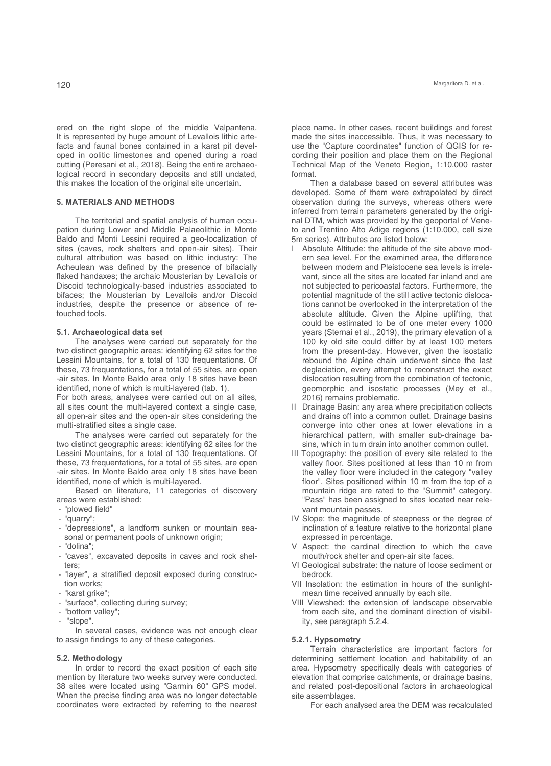ered on the right slope of the middle Valpantena. It is represented by huge amount of Levallois lithic artefacts and faunal bones contained in a karst pit developed in oolitic limestones and opened during a road cutting (Peresani et al., 2018). Being the entire archaeological record in secondary deposits and still undated, this makes the location of the original site uncertain.

## 5. MATERIALS AND METHODS

The territorial and spatial analysis of human occupation during Lower and Middle Palaeolithic in Monte Baldo and Monti Lessini required a geo-localization of sites (caves, rock shelters and open-air sites). Their cultural attribution was based on lithic industry: The Acheulean was defined by the presence of bifacially flaked handaxes; the archaic Mousterian by Levallois or Discoid technologically-based industries associated to bifaces; the Mousterian by Levallois and/or Discoid industries, despite the presence or absence of retouched tools.

### 5.1. Archaeological data set

The analyses were carried out separately for the two distinct geographic areas: identifying 62 sites for the Lessini Mountains, for a total of 130 frequentations. Of these, 73 frequentations, for a total of 55 sites, are open -air sites. In Monte Baldo area only 18 sites have been identified, none of which is multi-layered (tab. 1).

For both areas, analyses were carried out on all sites, all sites count the multi-layered context a single case, all open-air sites and the open-air sites considering the multi-stratified sites a single case.

The analyses were carried out separately for the two distinct geographic areas: identifying 62 sites for the Lessini Mountains, for a total of 130 frequentations. Of these, 73 frequentations, for a total of 55 sites, are open -air sites. In Monte Baldo area only 18 sites have been identified, none of which is multi-layered.

Based on literature, 11 categories of discovery areas were established:

- "plowed field"
- "quarry";
- "depressions", a landform sunken or mountain seasonal or permanent pools of unknown origin;
- "dolina";
- "caves", excavated deposits in caves and rock shelters;
- "layer", a stratified deposit exposed during construction works;
- "karst grike";
- "surface", collecting during survey;
- "bottom valley";
- "slope".

In several cases, evidence was not enough clear to assign findings to any of these categories.

### 5.2. Methodology

In order to record the exact position of each site mention by literature two weeks survey were conducted. 38 sites were located using "Garmin 60" GPS model. When the precise finding area was no longer detectable coordinates were extracted by referring to the nearest place name. In other cases, recent buildings and forest made the sites inaccessible. Thus, it was necessary to use the "Capture coordinates" function of QGIS for recording their position and place them on the Regional Technical Map of the Veneto Region, 1:10.000 raster format.

Then a database based on several attributes was developed. Some of them were extrapolated by direct observation during the surveys, whereas others were inferred from terrain parameters generated by the original DTM, which was provided by the geoportal of Veneto and Trentino Alto Adige regions (1:10.000, cell size 5m series). Attributes are listed below:

I Absolute Altitude: the altitude of the site above modern sea level. For the examined area, the difference between modern and Pleistocene sea levels is irrelevant, since all the sites are located far inland and are not subjected to pericoastal factors. Furthermore, the potential magnitude of the still active tectonic dislocations cannot be overlooked in the interpretation of the absolute altitude. Given the Alpine uplifting, that could be estimated to be of one meter every 1000 years (Sternai et al., 2019), the primary elevation of a 100 ky old site could differ by at least 100 meters from the present-day. However, given the isostatic rebound the Alpine chain underwent since the last deglaciation, every attempt to reconstruct the exact dislocation resulting from the combination of tectonic, geomorphic and isostatic processes (Mey et al., 2016) remains problematic.

II Drainage Basin: any area where precipitation collects and drains off into a common outlet. Drainage basins converge into other ones at lower elevations in a hierarchical pattern, with smaller sub-drainage basins, which in turn drain into another common outlet.

III Topography: the position of every site related to the valley floor. Sites positioned at less than 10 m from the valley floor were included in the category "valley floor". Sites positioned within 10 m from the top of a mountain ridge are rated to the "Summit" category. "Pass" has been assigned to sites located near relevant mountain passes.

IV Slope: the magnitude of steepness or the degree of inclination of a feature relative to the horizontal plane expressed in percentage.

V Aspect: the cardinal direction to which the cave mouth/rock shelter and open-air site faces.

VI Geological substrate: the nature of loose sediment or bedrock.

VII Insolation: the estimation in hours of the sunlight-mean time received annually by each site.

VIII Viewshed: the extension of landscape observable from each site, and the dominant direction of visibility, see paragraph 5.2.4.

#### 5.2.1. Hypsometry

Terrain characteristics are important factors for determining settlement location and habitability of an area. Hypsometry specifically deals with categories of elevation that comprise catchments, or drainage basins, and related post-depositional factors in archaeological site assemblages.

For each analysed area the DEM was recalculated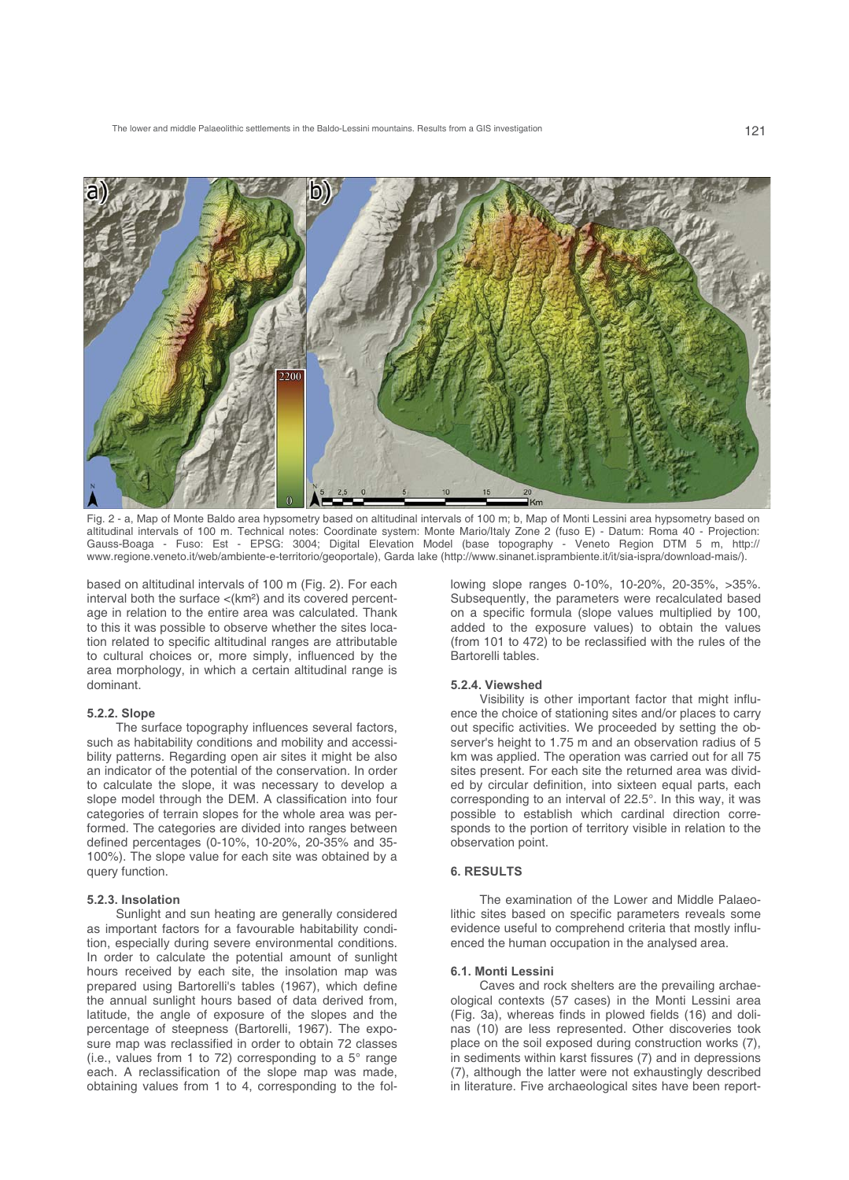Fig. 2 - a, Map of Monte Baldo area hypsometry based on altitudinal intervals of 100 m; b, Map of Monti Lessini area hypsometry based on altitudinal intervals of 100 m. Technical notes: Coordinate system: Monte Mario/Italy Zone 2 (fuso E) - Datum: Roma 40 - Projection: Gauss-Boaga - Fuso: Est - EPSG: 3004; Digital Elevation Model (base topography - Veneto Region DTM 5 m, http://www.regione.veneto.it/web/ambiente-e-territorio/geoportale), Garda lake (http://www.sinanet.isprambiente.it/it/sia-ispra/download-mais/).

based on altitudinal intervals of 100 m (Fig. 2). For each interval both the surface <(km²) and its covered percentage in relation to the entire area was calculated. Thank to this it was possible to observe whether the sites location related to specific altitudinal ranges are attributable to cultural choices or, more simply, influenced by the area morphology, in which a certain altitudinal range is dominant.

#### 5.2.2. Slope

The surface topography influences several factors, such as habitability conditions and mobility and accessibility patterns. Regarding open air sites it might be also an indicator of the potential of the conservation. In order to calculate the slope, it was necessary to develop a slope model through the DEM. A classification into four categories of terrain slopes for the whole area was performed. The categories are divided into ranges between defined percentages (0-10%, 10-20%, 20-35% and 35-100%). The slope value for each site was obtained by a query function.

#### 5.2.3. Insolation

Sunlight and sun heating are generally considered as important factors for a favourable habitability condition, especially during severe environmental conditions. In order to calculate the potential amount of sunlight hours received by each site, the insolation map was prepared using Bartorelli's tables (1967), which define the annual sunlight hours based of data derived from, latitude, the angle of exposure of the slopes and the percentage of steepness (Bartorelli, 1967). The exposure map was reclassified in order to obtain 72 classes (i.e., values from 1 to 72) corresponding to a 5° range each. A reclassification of the slope map was made, obtaining values from 1 to 4, corresponding to the following slope ranges 0-10%, 10-20%, 20-35%, >35%. Subsequently, the parameters were recalculated based on a specific formula (slope values multiplied by 100, added to the exposure values) to obtain the values (from 101 to 472) to be reclassified with the rules of the Bartorelli tables.

#### 5.2.4. Viewshed

Visibility is other important factor that might influence the choice of stationing sites and/or places to carry out specific activities. We proceeded by setting the observer's height to 1.75 m and an observation radius of 5 km was applied. The operation was carried out for all 75 sites present. For each site the returned area was divided by circular definition, into sixteen equal parts, each corresponding to an interval of 22.5°. In this way, it was possible to establish which cardinal direction corresponds to the portion of territory visible in relation to the observation point.

## 6. RESULTS

The examination of the Lower and Middle Palaeolithic sites based on specific parameters reveals some evidence useful to comprehend criteria that mostly influenced the human occupation in the analysed area.

### 6.1. Monti Lessini

Caves and rock shelters are the prevailing archaeological contexts (57 cases) in the Monti Lessini area (Fig. 3a), whereas finds in plowed fields (16) and dolinas (10) are less represented. Other discoveries took place on the soil exposed during construction works (7), in sediments within karst fissures (7) and in depressions (7), although the latter were not exhaustingly described in literature. Five archaeological sites have been report-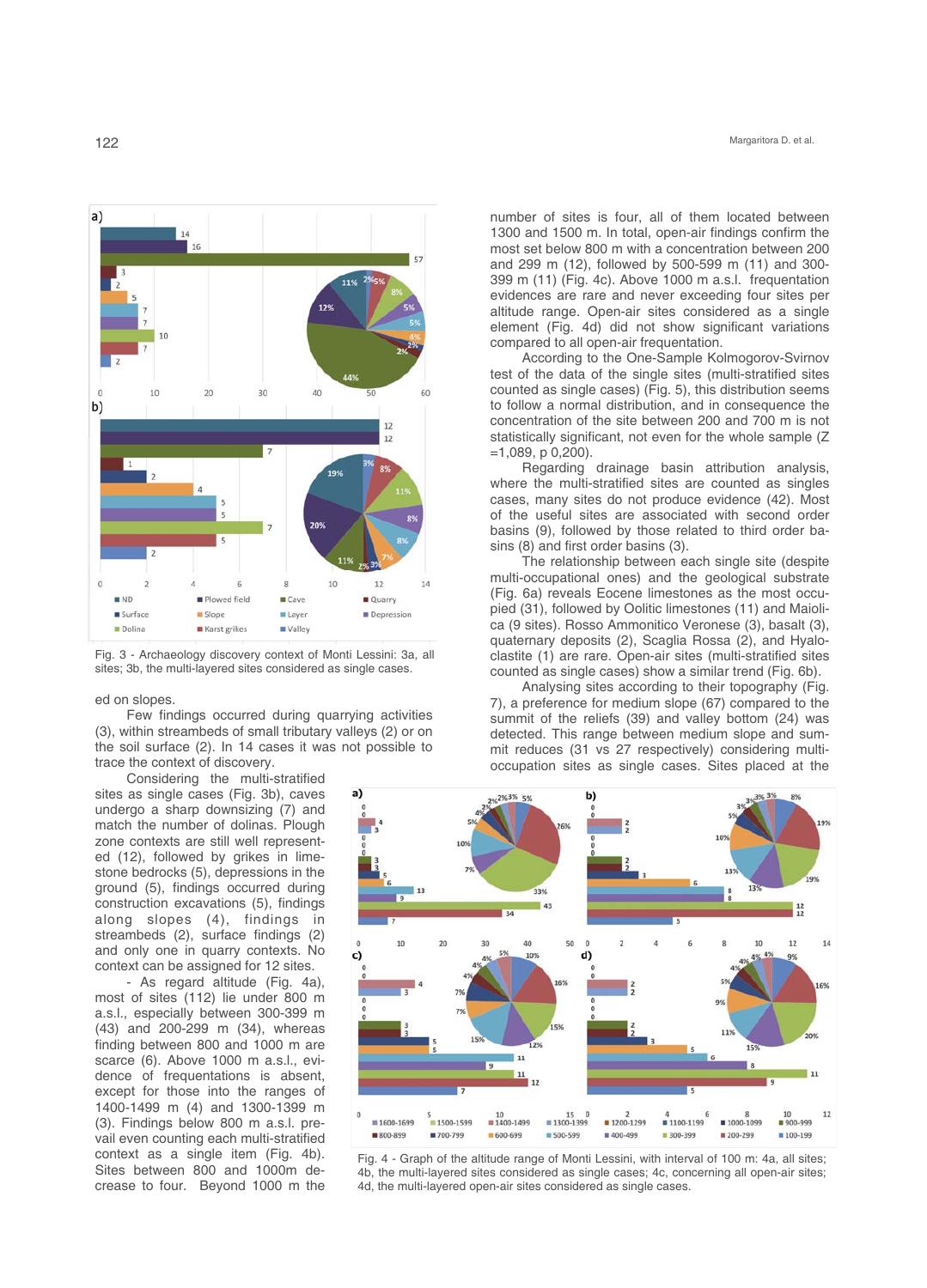Fig. 3 - Archaeology discovery context of Monti Lessini: 3a, all sites; 3b, the multi-layered sites considered as single cases.

ed on slopes.

Few findings occurred during quarrying activities (3), within streambeds of small tributary valleys (2) or on the soil surface (2). In 14 cases it was not possible to trace the context of discovery.

Considering the multi-stratified sites as single cases (Fig. 3b), caves undergo a sharp downsizing (7) and match the number of dolinas. Plough zone contexts are still well represented (12), followed by grikes in limestone bedrocks (5), depressions in the ground (5), findings occurred during construction excavations (5), findings along slopes (4), findings in streambeds (2), surface findings (2) and only one in quarry contexts. No context can be assigned for 12 sites.

- As regard altitude (Fig. 4a), most of sites (112) lie under 800 m a.s.l., especially between 300-399 m (43) and 200-299 m (34), whereas finding between 800 and 1000 m are scarce (6). Above 1000 m a.s.l., evidence of frequentations is absent, except for those into the ranges of 1400-1499 m (4) and 1300-1399 m (3). Findings below 800 m a.s.l. prevail even counting each multi-stratified context as a single item (Fig. 4b). Sites between 800 and 1000m decrease to four. Beyond 1000 m the number of sites is four, all of them located between 1300 and 1500 m. In total, open-air findings confirm the most set below 800 m with a concentration between 200 and 299 m (12), followed by 500-599 m (11) and 300-399 m (11) (Fig. 4c). Above 1000 m a.s.l. frequentation evidences are rare and never exceeding four sites per altitude range. Open-air sites considered as a single element (Fig. 4d) did not show significant variations compared to all open-air frequentation.

According to the One-Sample Kolmogorov-Svirnov test of the data of the single sites (multi-stratified sites counted as single cases) (Fig. 5), this distribution seems to follow a normal distribution, and in consequence the concentration of the site between 200 and 700 m is not statistically significant, not even for the whole sample ($Z = 1{,}089$, $p\ 0{,}200$).

Regarding drainage basin attribution analysis, where the multi-stratified sites are counted as singles cases, many sites do not produce evidence (42). Most of the useful sites are associated with second order basins (9), followed by those related to third order basins (8) and first order basins (3).

The relationship between each single site (despite multi-occupational ones) and the geological substrate (Fig. 6a) reveals Eocene limestones as the most occupied (31), followed by Oolitic limestones (11) and Maiolica (9 sites). Rosso Ammonitico Veronese (3), basalt (3), quaternary deposits (2), Scaglia Rossa (2), and Hyaloclastite (1) are rare. Open-air sites (multi-stratified sites counted as single cases) show a similar trend (Fig. 6b).

Analysing sites according to their topography (Fig. 7), a preference for medium slope (67) compared to the summit of the reliefs (39) and valley bottom (24) was detected. This range between medium slope and summit reduces (31 vs 27 respectively) considering multi-occupation sites as single cases. Sites placed at the

Fig. 4 - Graph of the altitude range of Monti Lessini, with interval of 100 m: 4a, all sites; 4b, the multi-layered sites considered as single cases; 4c, concerning all open-air sites; 4d, the multi-layered open-air sites considered as single cases.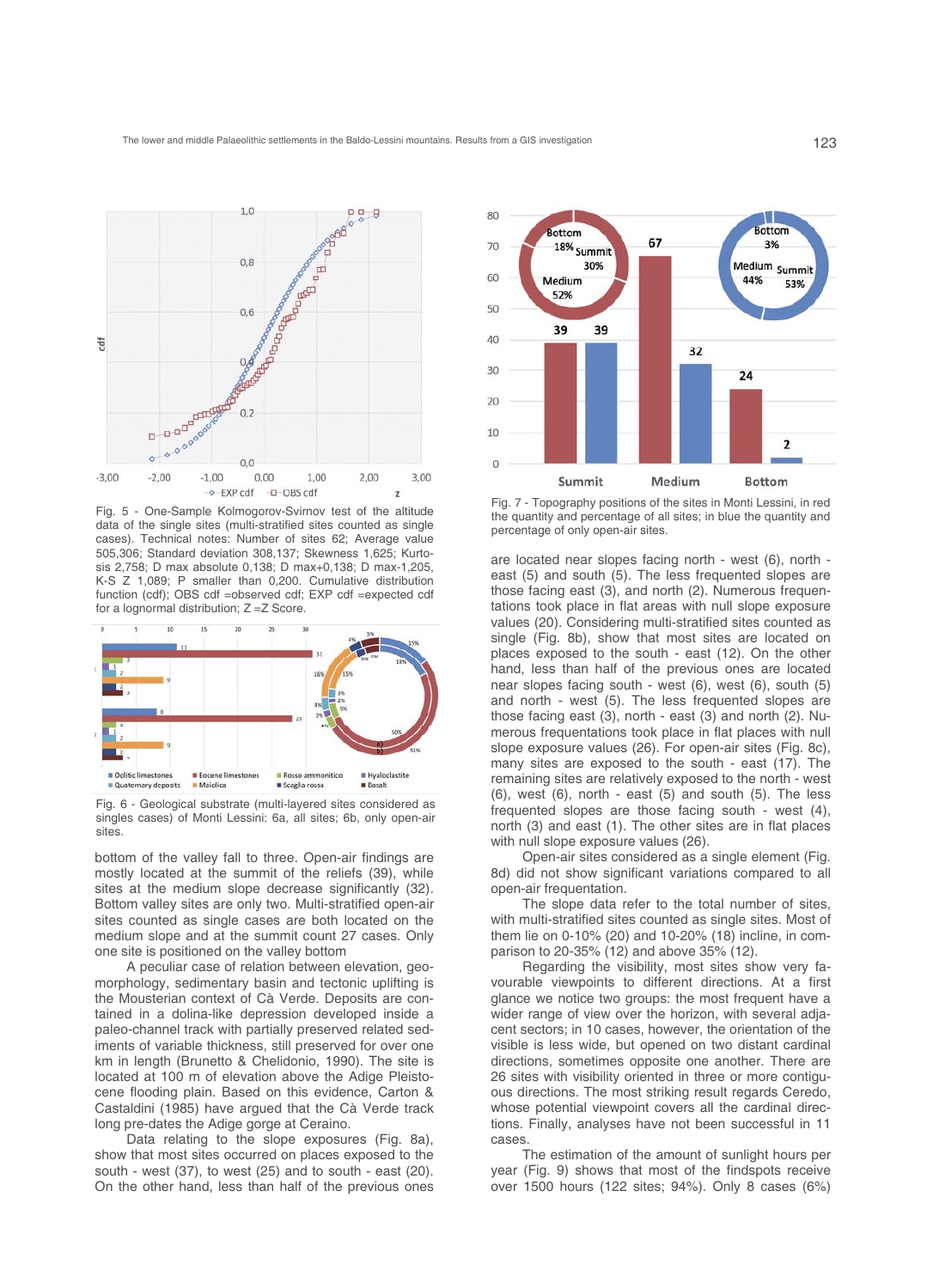Fig. 5 - One-Sample Kolmogorov-Svirnov test of the altitude data of the single sites (multi-stratified sites counted as single cases). Technical notes: Number of sites 62; Average value 505,306; Standard deviation 308,137; Skewness 1,625; Kurtosis 2,758; D max absolute 0,138; D max+0,138; D max-1,205, K-S Z 1,089; P smaller than 0,200. Cumulative distribution function (cdf); OBS cdf =observed cdf; EXP cdf =expected cdf for a lognormal distribution; Z =Z Score.

Fig. 6 - Geological substrate (multi-layered sites considered as singles cases) of Monti Lessini: 6a, all sites; 6b, only open-air sites.

bottom of the valley fall to three. Open-air findings are mostly located at the summit of the reliefs (39), while sites at the medium slope decrease significantly (32). Bottom valley sites are only two. Multi-stratified open-air sites counted as single cases are both located on the medium slope and at the summit count 27 cases. Only one site is positioned on the valley bottom

A peculiar case of relation between elevation, geomorphology, sedimentary basin and tectonic uplifting is the Mousterian context of Cà Verde. Deposits are contained in a dolina-like depression developed inside a paleo-channel track with partially preserved related sediments of variable thickness, still preserved for over one km in length (Brunetto & Chelidonio, 1990). The site is located at 100 m of elevation above the Adige Pleistocene flooding plain. Based on this evidence, Carton & Castaldini (1985) have argued that the Cà Verde track long pre-dates the Adige gorge at Ceraino.

Data relating to the slope exposures (Fig. 8a), show that most sites occurred on places exposed to the south - west (37), to west (25) and to south - east (20). On the other hand, less than half of the previous ones are located near slopes facing north - west (6), north - east (5) and south (5). The less frequented slopes are those facing east (3), and north (2). Numerous frequentations took place in flat areas with null slope exposure values (20). Considering multi-stratified sites counted as single (Fig. 8b), show that most sites are located on places exposed to the south - east (12). On the other hand, less than half of the previous ones are located near slopes facing south - west (6), west (6), south (5) and north - west (5). The less frequented slopes are those facing east (3), north - east (3) and north (2). Numerous frequentations took place in flat places with null slope exposure values (26). For open-air sites (Fig. 8c), many sites are exposed to the south - east (17). The remaining sites are relatively exposed to the north - west (6), west (6), north - east (5) and south (5). The less frequented slopes are those facing south - west (4), north (3) and east (1). The other sites are in flat places with null slope exposure values (26).

Open-air sites considered as a single element (Fig. 8d) did not show significant variations compared to all open-air frequentation.

The slope data refer to the total number of sites, with multi-stratified sites counted as single sites. Most of them lie on 0-10% (20) and 10-20% (18) incline, in comparison to 20-35% (12) and above 35% (12).

Regarding the visibility, most sites show very favourable viewpoints to different directions. At a first glance we notice two groups: the most frequent have a wider range of view over the horizon, with several adjacent sectors; in 10 cases, however, the orientation of the visible is less wide, but opened on two distant cardinal directions, sometimes opposite one another. There are 26 sites with visibility oriented in three or more contiguous directions. The most striking result regards Ceredo, whose potential viewpoint covers all the cardinal directions. Finally, analyses have not been successful in 11 cases.

The estimation of the amount of sunlight hours per year (Fig. 9) shows that most of the findspots receive over 1500 hours (122 sites; 94%). Only 8 cases (6%)

Fig. 7 - Topography positions of the sites in Monti Lessini, in red the quantity and percentage of all sites; in blue the quantity and percentage of only open-air sites.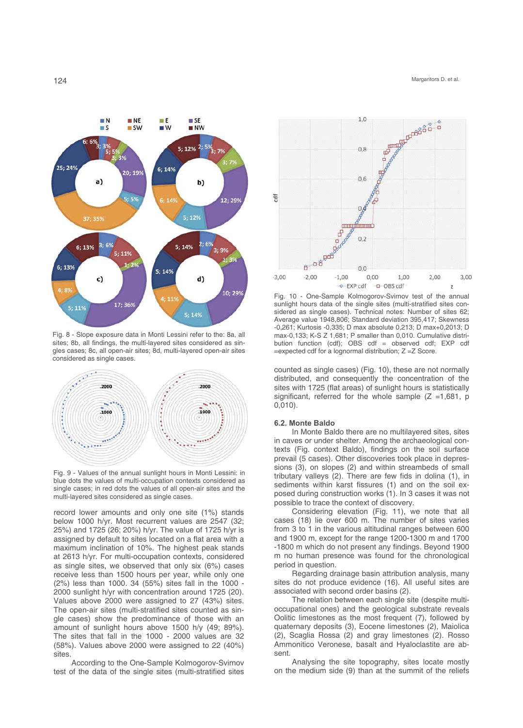Fig. 8 - Slope exposure data in Monti Lessini refer to the: 8a, all sites; 8b, all findings, the multi-layered sites considered as singles cases; 8c, all open-air sites; 8d, multi-layered open-air sites considered as single cases.

Fig. 9 - Values of the annual sunlight hours in Monti Lessini: in blue dots the values of multi-occupation contexts considered as single cases; in red dots the values of all open-air sites and the multi-layered sites considered as single cases.

record lower amounts and only one site (1%) stands below 1000 h/yr. Most recurrent values are 2547 (32; 25%) and 1725 (26; 20%) h/yr. The value of 1725 h/yr is assigned by default to sites located on a flat area with a maximum inclination of 10%. The highest peak stands at 2613 h/yr. For multi-occupation contexts, considered as single sites, we observed that only six (6%) cases receive less than 1500 hours per year, while only one (2%) less than 1000. 34 (55%) sites fall in the 1000 - 2000 sunlight h/yr with concentration around 1725 (20). Values above 2000 were assigned to 27 (43%) sites. The open-air sites (multi-stratified sites counted as single cases) show the predominance of those with an amount of sunlight hours above 1500 h/y (49; 89%). The sites that fall in the 1000 - 2000 values are 32 (58%). Values above 2000 were assigned to 22 (40%) sites.

According to the One-Sample Kolmogorov-Svirnov test of the data of the single sites (multi-stratified sites counted as single cases) (Fig. 10), these are not normally distributed, and consequently the concentration of the sites with 1725 (flat areas) of sunlight hours is statistically significant, referred for the whole sample (Z =1,681, p 0,010).

Fig. 10 - One-Sample Kolmogorov-Svirnov test of the annual sunlight hours data of the single sites (multi-stratified sites considered as single cases). Technical notes: Number of sites 62; Average value 1948,806; Standard deviation 395,417; Skewness -0,261; Kurtosis -0,335; D max absolute 0,213; D max+0,2013; D max-0,133; K-S Z 1,681; P smaller than 0,010. Cumulative distribution function (cdf); OBS cdf = observed cdf; EXP cdf =expected cdf for a lognormal distribution; Z =Z Score.

### 6.2. Monte Baldo

In Monte Baldo there are no multilayered sites, sites in caves or under shelter. Among the archaeological contexts (Fig. context Baldo), findings on the soil surface prevail (5 cases). Other discoveries took place in depressions (3), on slopes (2) and within streambeds of small tributary valleys (2). There are few fids in dolina (1), in sediments within karst fissures (1) and on the soil exposed during construction works (1). In 3 cases it was not possible to trace the context of discovery.

Considering elevation (Fig. 11), we note that all cases (18) lie over 600 m. The number of sites varies from 3 to 1 in the various altitudinal ranges between 600 and 1900 m, except for the range 1200-1300 m and 1700 -1800 m which do not present any findings. Beyond 1900 m no human presence was found for the chronological period in question.

Regarding drainage basin attribution analysis, many sites do not produce evidence (16). All useful sites are associated with second order basins (2).

The relation between each single site (despite multi-occupational ones) and the geological substrate reveals Oolitic limestones as the most frequent (7), followed by quaternary deposits (3), Eocene limestones (2), Maiolica (2), Scaglia Rossa (2) and gray limestones (2). Rosso Ammonitico Veronese, basalt and Hyaloclastite are absent.

Analysing the site topography, sites locate mostly on the medium side (9) than at the summit of the reliefs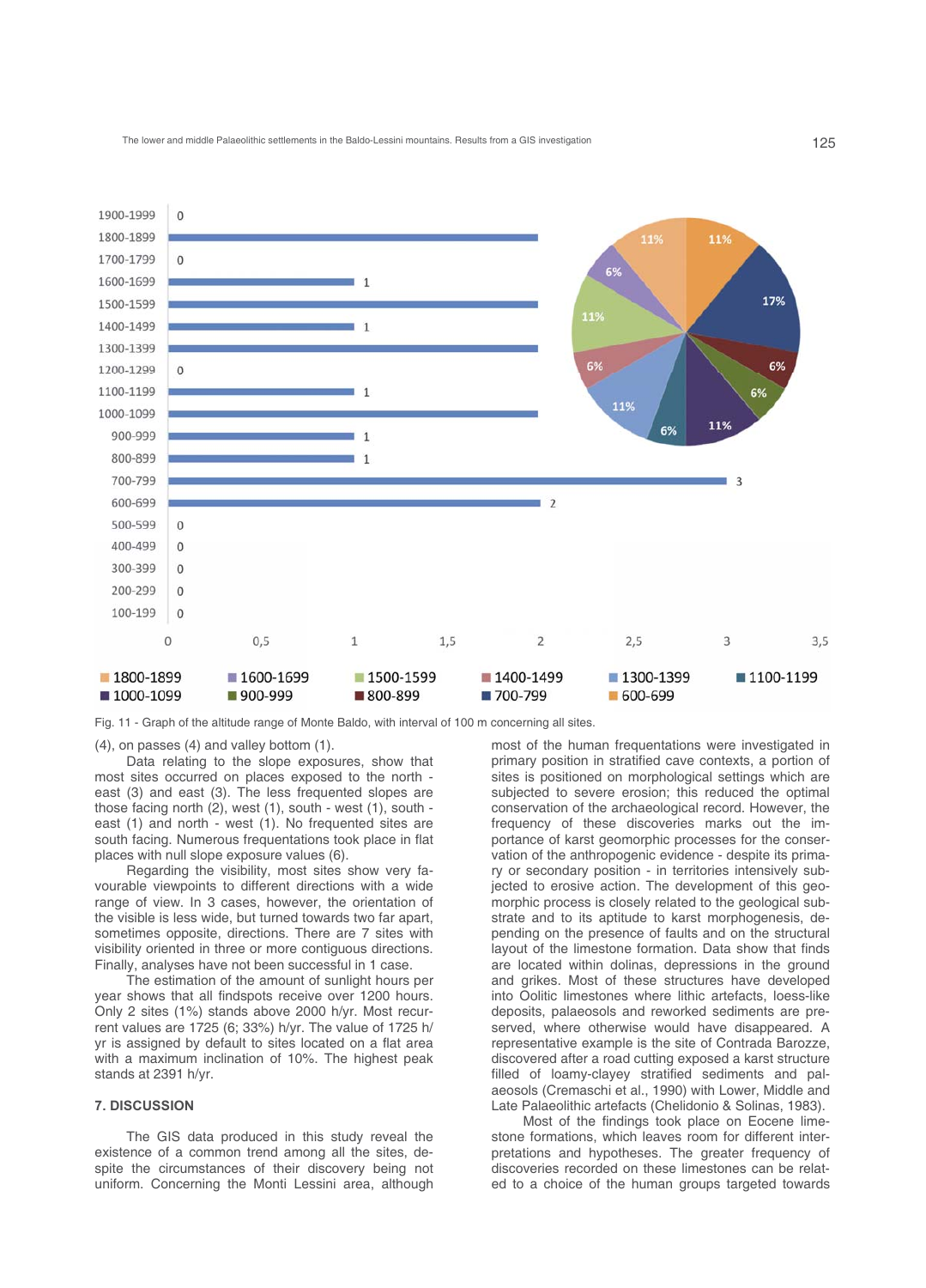Fig. 11 - Graph of the altitude range of Monte Baldo, with interval of 100 m concerning all sites.

(4), on passes (4) and valley bottom (1).

Data relating to the slope exposures, show that most sites occurred on places exposed to the north - east (3) and east (3). The less frequented slopes are those facing north (2), west (1), south - west (1), south - east (1) and north - west (1). No frequented sites are south facing. Numerous frequentations took place in flat places with null slope exposure values (6).

Regarding the visibility, most sites show very favourable viewpoints to different directions with a wide range of view. In 3 cases, however, the orientation of the visible is less wide, but turned towards two far apart, sometimes opposite, directions. There are 7 sites with visibility oriented in three or more contiguous directions. Finally, analyses have not been successful in 1 case.

The estimation of the amount of sunlight hours per year shows that all findspots receive over 1200 hours. Only 2 sites (1%) stands above 2000 h/yr. Most recurrent values are 1725 (6; 33%) h/yr. The value of 1725 h/yr is assigned by default to sites located on a flat area with a maximum inclination of 10%. The highest peak stands at 2391 h/yr.

## 7. DISCUSSION

The GIS data produced in this study reveal the existence of a common trend among all the sites, despite the circumstances of their discovery being not uniform. Concerning the Monti Lessini area, although most of the human frequentations were investigated in primary position in stratified cave contexts, a portion of sites is positioned on morphological settings which are subjected to severe erosion; this reduced the optimal conservation of the archaeological record. However, the frequency of these discoveries marks out the importance of karst geomorphic processes for the conservation of the anthropogenic evidence - despite its primary or secondary position - in territories intensively subjected to erosive action. The development of this geomorphic process is closely related to the geological substrate and to its aptitude to karst morphogenesis, depending on the presence of faults and on the structural layout of the limestone formation. Data show that finds are located within dolinas, depressions in the ground and grikes. Most of these structures have developed into Oolitic limestones where lithic artefacts, loess-like deposits, palaeosols and reworked sediments are preserved, where otherwise would have disappeared. A representative example is the site of Contrada Barozze, discovered after a road cutting exposed a karst structure filled of loamy-clayey stratified sediments and palaeosols (Cremaschi et al., 1990) with Lower, Middle and Late Palaeolithic artefacts (Chelidonio & Solinas, 1983).

Most of the findings took place on Eocene limestone formations, which leaves room for different interpretations and hypotheses. The greater frequency of discoveries recorded on these limestones can be related to a choice of the human groups targeted towards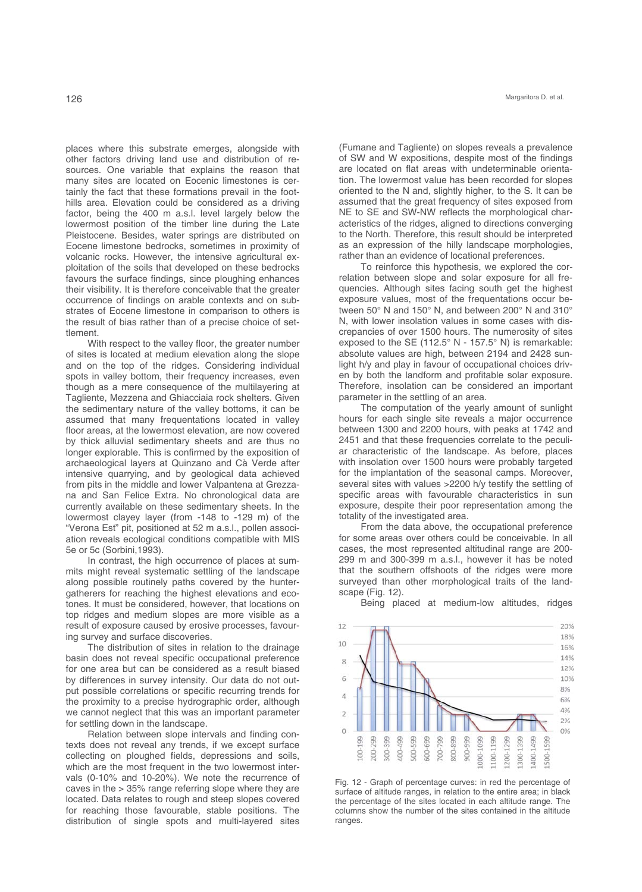places where this substrate emerges, alongside with other factors driving land use and distribution of resources. One variable that explains the reason that many sites are located on Eocenic limestones is certainly the fact that these formations prevail in the foothills area. Elevation could be considered as a driving factor, being the 400 m a.s.l. level largely below the lowermost position of the timber line during the Late Pleistocene. Besides, water springs are distributed on Eocene limestone bedrocks, sometimes in proximity of volcanic rocks. However, the intensive agricultural exploitation of the soils that developed on these bedrocks favours the surface findings, since ploughing enhances their visibility. It is therefore conceivable that the greater occurrence of findings on arable contexts and on substrates of Eocene limestone in comparison to others is the result of bias rather than of a precise choice of settlement.

With respect to the valley floor, the greater number of sites is located at medium elevation along the slope and on the top of the ridges. Considering individual spots in valley bottom, their frequency increases, even though as a mere consequence of the multilayering at Tagliente, Mezzena and Ghiacciaia rock shelters. Given the sedimentary nature of the valley bottoms, it can be assumed that many frequentations located in valley floor areas, at the lowermost elevation, are now covered by thick alluvial sedimentary sheets and are thus no longer explorable. This is confirmed by the exposition of archaeological layers at Quinzano and Cà Verde after intensive quarrying, and by geological data achieved from pits in the middle and lower Valpantena at Grezzana and San Felice Extra. No chronological data are currently available on these sedimentary sheets. In the lowermost clayey layer (from -148 to -129 m) of the "Verona Est" pit, positioned at 52 m a.s.l., pollen association reveals ecological conditions compatible with MIS 5e or 5c (Sorbini,1993).

In contrast, the high occurrence of places at summits might reveal systematic settling of the landscape along possible routinely paths covered by the hunter-gatherers for reaching the highest elevations and ecotones. It must be considered, however, that locations on top ridges and medium slopes are more visible as a result of exposure caused by erosive processes, favouring survey and surface discoveries.

The distribution of sites in relation to the drainage basin does not reveal specific occupational preference for one area but can be considered as a result biased by differences in survey intensity. Our data do not output possible correlations or specific recurring trends for the proximity to a precise hydrographic order, although we cannot neglect that this was an important parameter for settling down in the landscape.

Relation between slope intervals and finding contexts does not reveal any trends, if we except surface collecting on ploughed fields, depressions and soils, which are the most frequent in the two lowermost intervals (0-10% and 10-20%). We note the recurrence of caves in the > 35% range referring slope where they are located. Data relates to rough and steep slopes covered for reaching those favourable, stable positions. The distribution of single spots and multi-layered sites (Fumane and Tagliente) on slopes reveals a prevalence of SW and W expositions, despite most of the findings are located on flat areas with undeterminable orientation. The lowermost value has been recorded for slopes oriented to the N and, slightly higher, to the S. It can be assumed that the great frequency of sites exposed from NE to SE and SW-NW reflects the morphological characteristics of the ridges, aligned to directions converging to the North. Therefore, this result should be interpreted as an expression of the hilly landscape morphologies, rather than an evidence of locational preferences.

To reinforce this hypothesis, we explored the correlation between slope and solar exposure for all frequencies. Although sites facing south get the highest exposure values, most of the frequentations occur between 50° N and 150° N, and between 200° N and 310° N, with lower insolation values in some cases with discrepancies of over 1500 hours. The numerosity of sites exposed to the SE (112.5° N - 157.5° N) is remarkable: absolute values are high, between 2194 and 2428 sunlight h/y and play in favour of occupational choices driven by both the landform and profitable solar exposure. Therefore, insolation can be considered an important parameter in the settling of an area.

The computation of the yearly amount of sunlight hours for each single site reveals a major occurrence between 1300 and 2200 hours, with peaks at 1742 and 2451 and that these frequencies correlate to the peculiar characteristic of the landscape. As before, places with insolation over 1500 hours were probably targeted for the implantation of the seasonal camps. Moreover, several sites with values >2200 h/y testify the settling of specific areas with favourable characteristics in sun exposure, despite their poor representation among the totality of the investigated area.

From the data above, the occupational preference for some areas over others could be conceivable. In all cases, the most represented altitudinal range are 200-299 m and 300-399 m a.s.l., however it has be noted that the southern offshoots of the ridges were more surveyed than other morphological traits of the landscape (Fig. 12).

Being placed at medium-low altitudes, ridges

Fig. 12 - Graph of percentage curves: in red the percentage of surface of altitude ranges, in relation to the entire area; in black the percentage of the sites located in each altitude range. The columns show the number of the sites contained in the altitude ranges.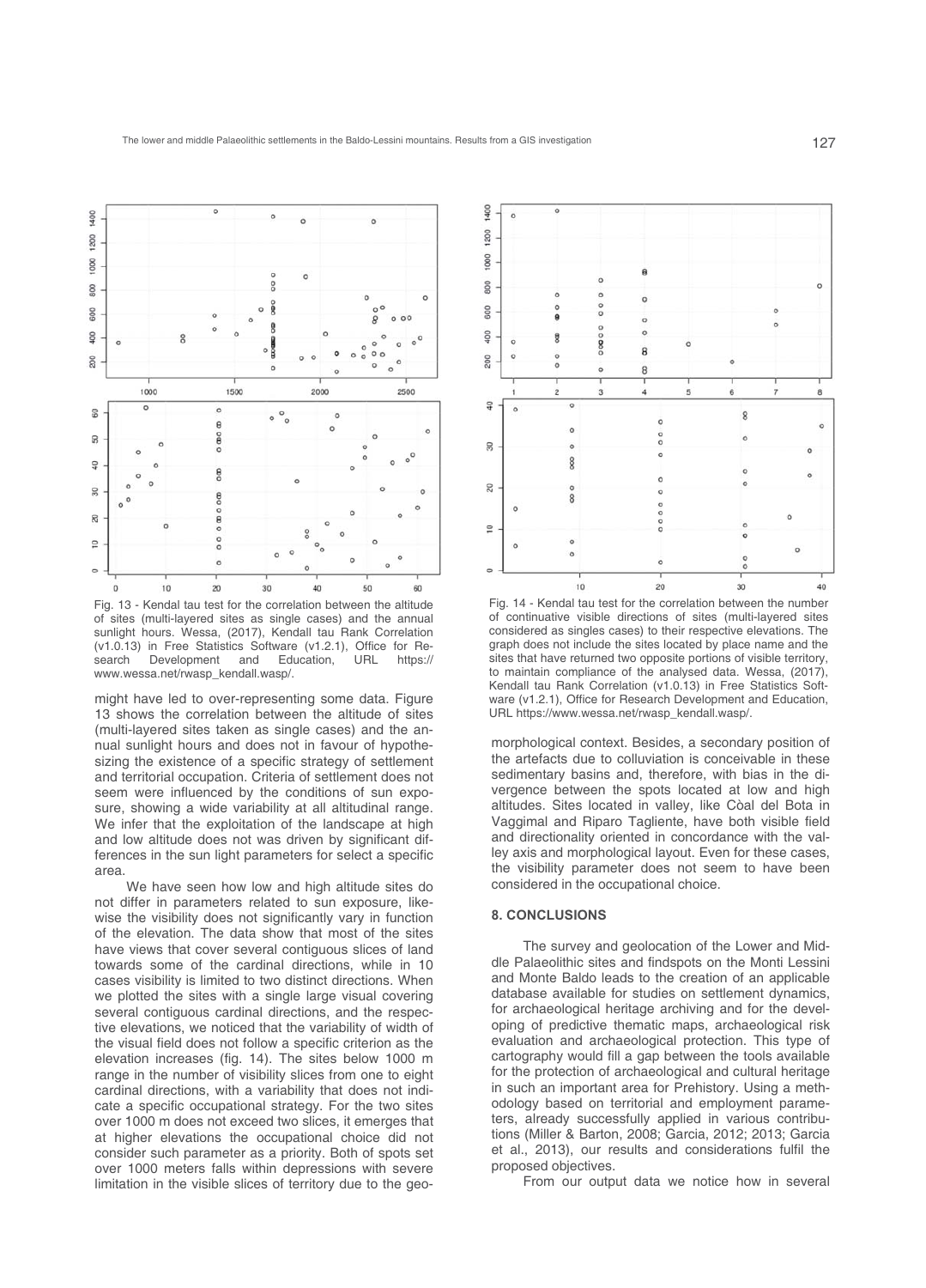Fig. 13 - Kendal tau test for the correlation between the altitude of sites (multi-layered sites as single cases) and the annual sunlight hours. Wessa, (2017), Kendall tau Rank Correlation (v1.0.13) in Free Statistics Software (v1.2.1), Office for Research Development and Education, URL https://www.wessa.net/rwasp_kendall.wasp/.

might have led to over-representing some data. Figure 13 shows the correlation between the altitude of sites (multi-layered sites taken as single cases) and the annual sunlight hours and does not in favour of hypothesizing the existence of a specific strategy of settlement and territorial occupation. Criteria of settlement does not seem were influenced by the conditions of sun exposure, showing a wide variability at all altitudinal range. We infer that the exploitation of the landscape at high and low altitude does not was driven by significant differences in the sun light parameters for select a specific area.

We have seen how low and high altitude sites do not differ in parameters related to sun exposure, likewise the visibility does not significantly vary in function of the elevation. The data show that most of the sites have views that cover several contiguous slices of land towards some of the cardinal directions, while in 10 cases visibility is limited to two distinct directions. When we plotted the sites with a single large visual covering several contiguous cardinal directions, and the respective elevations, we noticed that the variability of width of the visual field does not follow a specific criterion as the elevation increases (fig. 14). The sites below 1000 m range in the number of visibility slices from one to eight cardinal directions, with a variability that does not indicate a specific occupational strategy. For the two sites over 1000 m does not exceed two slices, it emerges that at higher elevations the occupational choice did not consider such parameter as a priority. Both of spots set over 1000 meters falls within depressions with severe limitation in the visible slices of territory due to the geomorphological context. Besides, a secondary position of the artefacts due to colluviation is conceivable in these sedimentary basins and, therefore, with bias in the divergence between the spots located at low and high altitudes. Sites located in valley, like Còal del Bota in Vaggimal and Riparo Tagliente, have both visible field and directionality oriented in concordance with the valley axis and morphological layout. Even for these cases, the visibility parameter does not seem to have been considered in the occupational choice.

Fig. 14 - Kendal tau test for the correlation between the number of continuative visible directions of sites (multi-layered sites considered as singles cases) to their respective elevations. The graph does not include the sites located by place name and the sites that have returned two opposite portions of visible territory, to maintain compliance of the analysed data. Wessa, (2017), Kendall tau Rank Correlation (v1.0.13) in Free Statistics Software (v1.2.1), Office for Research Development and Education, URL https://www.wessa.net/rwasp_kendall.wasp/.

## 8. CONCLUSIONS

The survey and geolocation of the Lower and Middle Palaeolithic sites and findspots on the Monti Lessini and Monte Baldo leads to the creation of an applicable database available for studies on settlement dynamics, for archaeological heritage archiving and for the developing of predictive thematic maps, archaeological risk evaluation and archaeological protection. This type of cartography would fill a gap between the tools available for the protection of archaeological and cultural heritage in such an important area for Prehistory. Using a methodology based on territorial and employment parameters, already successfully applied in various contributions (Miller & Barton, 2008; Garcia, 2012; 2013; Garcia et al., 2013), our results and considerations fulfil the proposed objectives.

From our output data we notice how in several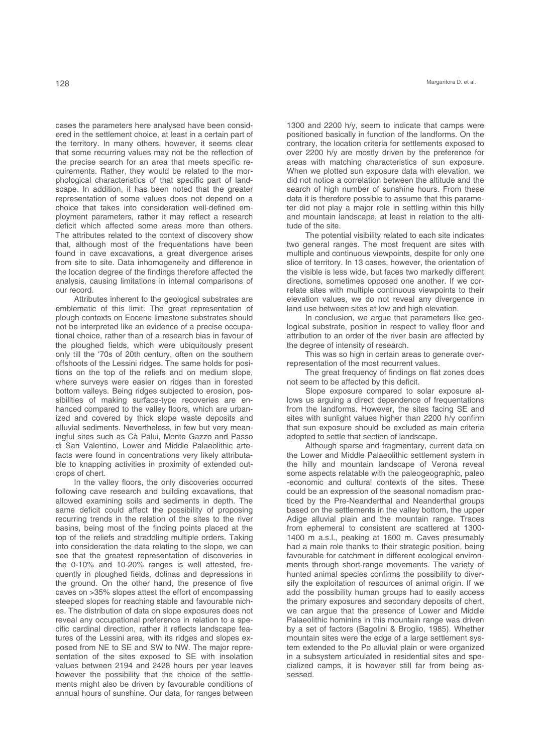cases the parameters here analysed have been considered in the settlement choice, at least in a certain part of the territory. In many others, however, it seems clear that some recurring values may not be the reflection of the precise search for an area that meets specific requirements. Rather, they would be related to the morphological characteristics of that specific part of landscape. In addition, it has been noted that the greater representation of some values does not depend on a choice that takes into consideration well-defined employment parameters, rather it may reflect a research deficit which affected some areas more than others. The attributes related to the context of discovery show that, although most of the frequentations have been found in cave excavations, a great divergence arises from site to site. Data inhomogeneity and difference in the location degree of the findings therefore affected the analysis, causing limitations in internal comparisons of our record.

Attributes inherent to the geological substrates are emblematic of this limit. The great representation of plough contexts on Eocene limestone substrates should not be interpreted like an evidence of a precise occupational choice, rather than of a research bias in favour of the ploughed fields, which were ubiquitously present only till the '70s of 20th century, often on the southern offshoots of the Lessini ridges. The same holds for positions on the top of the reliefs and on medium slope, where surveys were easier on ridges than in forested bottom valleys. Being ridges subjected to erosion, possibilities of making surface-type recoveries are enhanced compared to the valley floors, which are urbanized and covered by thick slope waste deposits and alluvial sediments. Nevertheless, in few but very meaningful sites such as Cà Palui, Monte Gazzo and Passo di San Valentino, Lower and Middle Palaeolithic artefacts were found in concentrations very likely attributable to knapping activities in proximity of extended outcrops of chert.

In the valley floors, the only discoveries occurred following cave research and building excavations, that allowed examining soils and sediments in depth. The same deficit could affect the possibility of proposing recurring trends in the relation of the sites to the river basins, being most of the finding points placed at the top of the reliefs and straddling multiple orders. Taking into consideration the data relating to the slope, we can see that the greatest representation of discoveries in the 0-10% and 10-20% ranges is well attested, frequently in ploughed fields, dolinas and depressions in the ground. On the other hand, the presence of five caves on >35% slopes attest the effort of encompassing steeped slopes for reaching stable and favourable niches. The distribution of data on slope exposures does not reveal any occupational preference in relation to a specific cardinal direction, rather it reflects landscape features of the Lessini area, with its ridges and slopes exposed from NE to SE and SW to NW. The major representation of the sites exposed to SE with insolation values between 2194 and 2428 hours per year leaves however the possibility that the choice of the settlements might also be driven by favourable conditions of annual hours of sunshine. Our data, for ranges between 1300 and 2200 h/y, seem to indicate that camps were positioned basically in function of the landforms. On the contrary, the location criteria for settlements exposed to over 2200 h/y are mostly driven by the preference for areas with matching characteristics of sun exposure. When we plotted sun exposure data with elevation, we did not notice a correlation between the altitude and the search of high number of sunshine hours. From these data it is therefore possible to assume that this parameter did not play a major role in settling within this hilly and mountain landscape, at least in relation to the altitude of the site.

The potential visibility related to each site indicates two general ranges. The most frequent are sites with multiple and continuous viewpoints, despite for only one slice of territory. In 13 cases, however, the orientation of the visible is less wide, but faces two markedly different directions, sometimes opposed one another. If we correlate sites with multiple continuous viewpoints to their elevation values, we do not reveal any divergence in land use between sites at low and high elevation.

In conclusion, we argue that parameters like geological substrate, position in respect to valley floor and attribution to an order of the river basin are affected by the degree of intensity of research.

This was so high in certain areas to generate overrepresentation of the most recurrent values.

The great frequency of findings on flat zones does not seem to be affected by this deficit.

Slope exposure compared to solar exposure allows us arguing a direct dependence of frequentations from the landforms. However, the sites facing SE and sites with sunlight values higher than 2200 h/y confirm that sun exposure should be excluded as main criteria adopted to settle that section of landscape.

Although sparse and fragmentary, current data on the Lower and Middle Palaeolithic settlement system in the hilly and mountain landscape of Verona reveal some aspects relatable with the paleogeographic, paleo-economic and cultural contexts of the sites. These could be an expression of the seasonal nomadism practiced by the Pre-Neanderthal and Neanderthal groups based on the settlements in the valley bottom, the upper Adige alluvial plain and the mountain range. Traces from ephemeral to consistent are scattered at 1300-1400 m a.s.l., peaking at 1600 m. Caves presumably had a main role thanks to their strategic position, being favourable for catchment in different ecological environments through short-range movements. The variety of hunted animal species confirms the possibility to diversify the exploitation of resources of animal origin. If we add the possibility human groups had to easily access the primary exposures and secondary deposits of chert, we can argue that the presence of Lower and Middle Palaeolithic hominins in this mountain range was driven by a set of factors (Bagolini & Broglio, 1985). Whether mountain sites were the edge of a large settlement system extended to the Po alluvial plain or were organized in a subsystem articulated in residential sites and specialized camps, it is however still far from being assessed.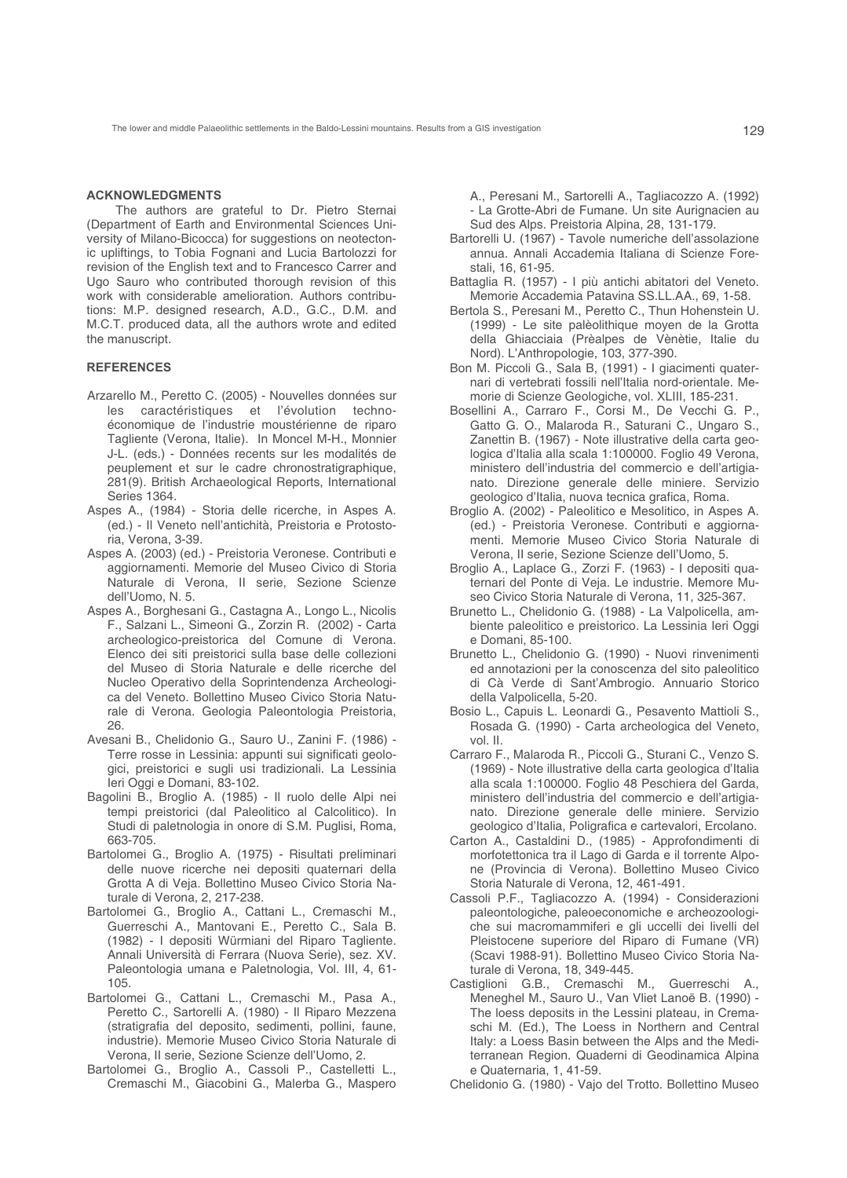## ACKNOWLEDGMENTS

The authors are grateful to Dr. Pietro Sternai (Department of Earth and Environmental Sciences University of Milano-Bicocca) for suggestions on neotectonic upliftings, to Tobia Fognani and Lucia Bartolozzi for revision of the English text and to Francesco Carrer and Ugo Sauro who contributed thorough revision of this work with considerable amelioration. Authors contributions: M.P. designed research, A.D., G.C., D.M. and M.C.T. produced data, all the authors wrote and edited the manuscript.

## REFERENCES

Arzarello M., Peretto C. (2005) - Nouvelles données sur les caractéristiques et l'évolution techno-économique de l'industrie moustérienne de riparo Tagliente (Verona, Italie). In Moncel M-H., Monnier J-L. (eds.) - Données recents sur les modalités de peuplement et sur le cadre chronostratigraphique, 281(9). British Archaeological Reports, International Series 1364.

Aspes A., (1984) - Storia delle ricerche, in Aspes A. (ed.) - Il Veneto nell'antichità, Preistoria e Protostoria, Verona, 3-39.

Aspes A. (2003) (ed.) - Preistoria Veronese. Contributi e aggiornamenti. Memorie del Museo Civico di Storia Naturale di Verona, II serie, Sezione Scienze dell'Uomo, N. 5.

Aspes A., Borghesani G., Castagna A., Longo L., Nicolis F., Salzani L., Simeoni G., Zorzin R. (2002) - Carta archeologico-preistorica del Comune di Verona. Elenco dei siti preistorici sulla base delle collezioni del Museo di Storia Naturale e delle ricerche del Nucleo Operativo della Soprintendenza Archeologica del Veneto. Bollettino Museo Civico Storia Naturale di Verona. Geologia Paleontologia Preistoria, 26.

Avesani B., Chelidonio G., Sauro U., Zanini F. (1986) - Terre rosse in Lessinia: appunti sui significati geologici, preistorici e sugli usi tradizionali. La Lessinia Ieri Oggi e Domani, 83-102.

Bagolini B., Broglio A. (1985) - Il ruolo delle Alpi nei tempi preistorici (dal Paleolitico al Calcolitico). In Studi di paletnologia in onore di S.M. Puglisi, Roma, 663-705.

Bartolomei G., Broglio A. (1975) - Risultati preliminari delle nuove ricerche nei depositi quaternari della Grotta A di Veja. Bollettino Museo Civico Storia Naturale di Verona, 2, 217-238.

Bartolomei G., Broglio A., Cattani L., Cremaschi M., Guerreschi A., Mantovani E., Peretto C., Sala B. (1982) - I depositi Würmiani del Riparo Tagliente. Annali Università di Ferrara (Nuova Serie), sez. XV. Paleontologia umana e Paletnologia, Vol. III, 4, 61-105.

Bartolomei G., Cattani L., Cremaschi M., Pasa A., Peretto C., Sartorelli A. (1980) - Il Riparo Mezzena (stratigrafia del deposito, sedimenti, pollini, faune, industrie). Memorie Museo Civico Storia Naturale di Verona, II serie, Sezione Scienze dell'Uomo, 2.

Bartolomei G., Broglio A., Cassoli P., Castelletti L., Cremaschi M., Giacobini G., Malerba G., Maspero A., Peresani M., Sartorelli A., Tagliacozzo A. (1992) - La Grotte-Abri de Fumane. Un site Aurignacien au Sud des Alps. Preistoria Alpina, 28, 131-179.

Bartorelli U. (1967) - Tavole numeriche dell'assolazione annua. Annali Accademia Italiana di Scienze Forestali, 16, 61-95.

Battaglia R. (1957) - I più antichi abitatori del Veneto. Memorie Accademia Patavina SS.LL.AA., 69, 1-58.

Bertola S., Peresani M., Peretto C., Thun Hohenstein U. (1999) - Le site palèolithique moyen de la Grotta della Ghiacciaia (Prèalpes de Vènètie, Italie du Nord). L'Anthropologie, 103, 377-390.

Bon M. Piccoli G., Sala B, (1991) - I giacimenti quaternari di vertebrati fossili nell'Italia nord-orientale. Memorie di Scienze Geologiche, vol. XLIII, 185-231.

Bosellini A., Carraro F., Corsi M., De Vecchi G. P., Gatto G. O., Malaroda R., Saturani C., Ungaro S., Zanettin B. (1967) - Note illustrative della carta geologica d'Italia alla scala 1:100000. Foglio 49 Verona, ministero dell'industria del commercio e dell'artigianato. Direzione generale delle miniere. Servizio geologico d'Italia, nuova tecnica grafica, Roma.

Broglio A. (2002) - Paleolitico e Mesolitico, in Aspes A. (ed.) - Preistoria Veronese. Contributi e aggiornamenti. Memorie Museo Civico Storia Naturale di Verona, II serie, Sezione Scienze dell'Uomo, 5.

Broglio A., Laplace G., Zorzi F. (1963) - I depositi quaternari del Ponte di Veja. Le industrie. Memore Museo Civico Storia Naturale di Verona, 11, 325-367.

Brunetto L., Chelidonio G. (1988) - La Valpolicella, ambiente paleolitico e preistorico. La Lessinia Ieri Oggi e Domani, 85-100.

Brunetto L., Chelidonio G. (1990) - Nuovi rinvenimenti ed annotazioni per la conoscenza del sito paleolitico di Cà Verde de Sant'Ambrogio. Annuario Storico della Valpolicella, 5-20.

Bosio L., Capuis L. Leonardi G., Pesavento Mattioli S., Rosada G. (1990) - Carta archeologica del Veneto, vol. II.

Carraro F., Malaroda R., Piccoli G., Sturani C., Venzo S. (1969) - Note illustrative della carta geologica d'Italia alla scala 1:100000. Foglio 48 Peschiera del Garda, ministero dell'industria del commercio e dell'artigianato. Direzione generale delle miniere. Servizio geologico d'Italia, Poligrafica e cartevalori, Ercolano.

Carton A., Castaldini D., (1985) - Approfondimenti di morfotettonica tra il Lago di Garda e il torrente Alpone (Provincia di Verona). Bollettino Museo Civico Storia Naturale di Verona, 12, 461-491.

Cassoli P.F., Tagliacozzo A. (1994) - Considerazioni paleontologiche, paleoeconomiche e archeozoologiche sui macromammiferi e gli uccelli dei livelli del Pleistocene superiore del Riparo di Fumane (VR) (Scavi 1988-91). Bollettino Museo Civico Storia Naturale di Verona, 18, 349-445.

Castiglioni G.B., Cremaschi M., Guerreschi A., Meneghel M., Sauro U., Van Vliet Lanoë B. (1990) - The loess deposits in the Lessini plateau, in Cremaschi M. (Ed.), The Loess in Northern and Central Italy: a Loess Basin between the Alps and the Mediterranean Region. Quaderni di Geodinamica Alpina e Quaternaria, 1, 41-59.

Chelidonio G. (1980) - Vajo del Trotto. Bollettino Museo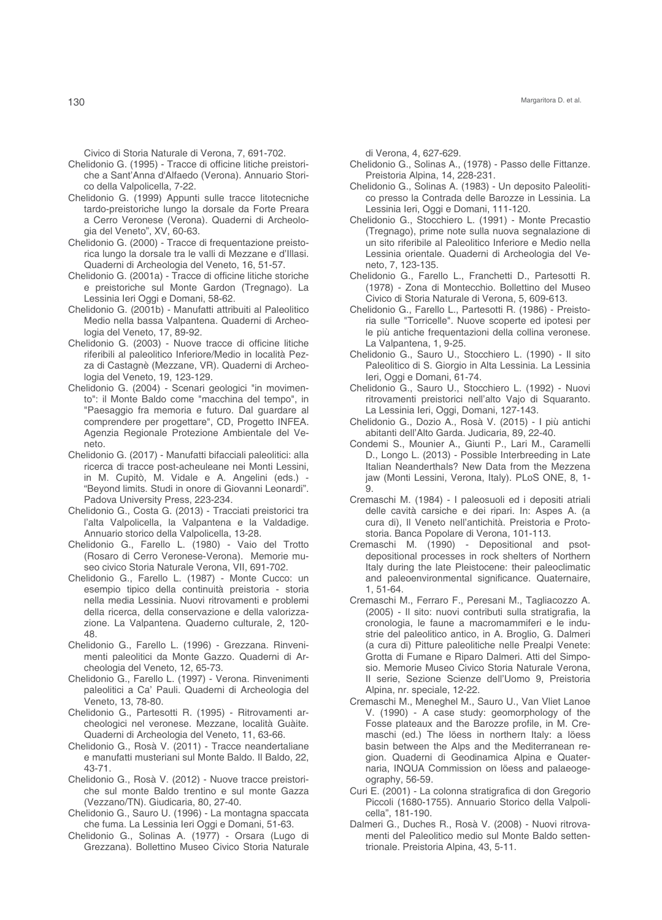Civico di Storia Naturale di Verona, 7, 691-702.

Chelidonio G. (1995) - Tracce di officine litiche preistoriche a Sant'Anna d'Alfaedo (Verona). Annuario Storico della Valpolicella, 7-22.

Chelidonio G. (1999) Appunti sulle tracce litotecniche tardo-preistoriche lungo la dorsale da Forte Preara a Cerro Veronese (Verona). Quaderni di Archeologia del Veneto", XV, 60-63.

Chelidonio G. (2000) - Tracce di frequentazione preistorica lungo la dorsale tra le valli di Mezzane e d'Illasi. Quaderni di Archeologia del Veneto, 16, 51-57.

Chelidonio G. (2001a) - Tracce di officine litiche storiche e preistoriche sul Monte Gardon (Tregnago). La Lessinia Ieri Oggi e Domani, 58-62.

Chelidonio G. (2001b) - Manufatti attribuiti al Paleolitico Medio nella bassa Valpantena. Quaderni di Archeologia del Veneto, 17, 89-92.

Chelidonio G. (2003) - Nuove tracce di officine litiche riferibili al paleolitico Inferiore/Medio in località Pezza di Castagnè (Mezzane, VR). Quaderni di Archeologia del Veneto, 19, 123-129.

Chelidonio G. (2004) - Scenari geologici "in movimento": il Monte Baldo come "macchina del tempo", in "Paesaggio fra memoria e futuro. Dal guardare al comprendere per progettare", CD, Progetto INFEA. Agenzia Regionale Protezione Ambientale del Veneto.

Chelidonio G. (2017) - Manufatti bifacciali paleolitici: alla ricerca di tracce post-acheuleane nei Monti Lessini, in M. Cupitò, M. Vidale e A. Angelini (eds.) - "Beyond limits. Studi in onore di Giovanni Leonardi". Padova University Press, 223-234.

Chelidonio G., Costa G. (2013) - Tracciati preistorici tra l'alta Valpolicella, la Valpantena e la Valdadige. Annuario storico della Valpolicella, 13-28.

Chelidonio G., Farello L. (1980) - Vaio del Trotto (Rosaro di Cerro Veronese-Verona). Memorie museo civico Storia Naturale Verona, VII, 691-702.

Chelidonio G., Farello L. (1987) - Monte Cucco: un esempio tipico della continuità preistoria - storia nella media Lessinia. Nuovi ritrovamenti e problemi della ricerca, della conservazione e della valorizzazione. La Valpantena. Quaderno culturale, 2, 120-48.

Chelidonio G., Farello L. (1996) - Grezzana. Rinvenimenti paleolitici da Monte Gazzo. Quaderni di Archeologia del Veneto, 12, 65-73.

Chelidonio G., Farello L. (1997) - Verona. Rinvenimenti paleolitici a Ca' Pauli. Quaderni di Archeologia del Veneto, 13, 78-80.

Chelidonio G., Partesotti R. (1995) - Ritrovamenti archeologici nel veronese. Mezzane, località Guàite. Quaderni di Archeologia del Veneto, 11, 63-66.

Chelidonio G., Rosà V. (2011) - Tracce neandertaliane e manufatti musteriani sul Monte Baldo. Il Baldo, 22, 43-71.

Chelidonio G., Rosà V. (2012) - Nuove tracce preistoriche sul monte Baldo trentino e sul monte Gazza (Vezzano/TN). Giudicaria, 80, 27-40.

Chelidonio G., Sauro U. (1996) - La montagna spaccata che fuma. La Lessinia Ieri Oggi e Domani, 51-63.

Chelidonio G., Solinas A. (1977) - Orsara (Lugo di Grezzana). Bollettino Museo Civico Storia Naturale di Verona, 4, 627-629.

Chelidonio G., Solinas A., (1978) - Passo delle Fittanze. Preistoria Alpina, 14, 228-231.

Chelidonio G., Solinas A. (1983) - Un deposito Paleolitico presso la Contrada delle Barozze in Lessinia. La Lessinia Ieri, Oggi e Domani, 111-120.

Chelidonio G., Stocchiero L. (1991) - Monte Precastio (Tregnago), prime note sulla nuova segnalazione di un sito riferibile al Paleolitico Inferiore e Medio nella Lessinia orientale. Quaderni di Archeologia del Veneto, 7, 123-135.

Chelidonio G., Farello L., Franchetti D., Partesotti R. (1978) - Zona di Montecchio. Bollettino del Museo Civico di Storia Naturale di Verona, 5, 609-613.

Chelidonio G., Farello L., Partesotti R. (1986) - Preistoria sulle "Torricelle". Nuove scoperte ed ipotesi per le più antiche frequentazioni della collina veronese. La Valpantena, 1, 9-25.

Chelidonio G., Sauro U., Stocchiero L. (1990) - Il sito Paleolitico di S. Giorgio in Alta Lessinia. La Lessinia Ieri, Oggi e Domani, 61-74.

Chelidonio G., Sauro U., Stocchiero L. (1992) - Nuovi ritrovamenti preistorici nell'alto Vajo di Squaranto. La Lessinia Ieri, Oggi, Domani, 127-143.

Chelidonio G., Dozio A., Rosà V. (2015) - I più antichi abitanti dell'Alto Garda. Judicaria, 89, 22-40.

Condemi S., Mounier A., Giunti P., Lari M., Caramelli D., Longo L. (2013) - Possible Interbreeding in Late Italian Neanderthals? New Data from the Mezzena jaw (Monti Lessini, Verona, Italy). PLoS ONE, 8, 1-9.

Cremaschi M. (1984) - I paleosuoli ed i depositi atriali delle cavità carsiche e dei ripari. In: Aspes A. (a cura di), Il Veneto nell'antichità. Preistoria e Protostoria. Banca Popolare di Verona, 101-113.

Cremaschi M. (1990) - Depositional and psot-depositional processes in rock shelters of Northern Italy during the late Pleistocene: their paleoclimatic and paleoenvironmental significance. Quaternaire, 1, 51-64.

Cremaschi M., Ferraro F., Peresani M., Tagliacozzo A. (2005) - Il sito: nuovi contributi sulla stratigrafia, la cronologia, le faune a macromammiferi e le industrie del paleolitico antico, in A. Broglio, G. Dalmeri (a cura di) Pitture paleolitiche nelle Prealpi Venete: Grotta di Fumane e Riparo Dalmeri. Atti del Simposio. Memorie Museo Civico Storia Naturale Verona, II serie, Sezione Scienze dell'Uomo 9, Preistoria Alpina, nr. speciale, 12-22.

Cremaschi M., Meneghel M., Sauro U., Van Vliet Lanoe V. (1990) - A case study: geomorphology of the Fosse plateaux and the Barozze profile, in M. Cremaschi (ed.) The löess in northern Italy: a löess basin between the Alps and the Mediterranean region. Quaderni di Geodinamica Alpina e Quaternaria, INQUA Commission on löess and palaeogeography, 56-59.

Curi E. (2001) - La colonna stratigrafica di don Gregorio Piccoli (1680-1755). Annuario Storico della Valpolicella", 181-190.

Dalmeri G., Duches R., Rosà V. (2008) - Nuovi ritrovamenti del Paleolitico medio sul Monte Baldo settentrionale. Preistoria Alpina, 43, 5-11.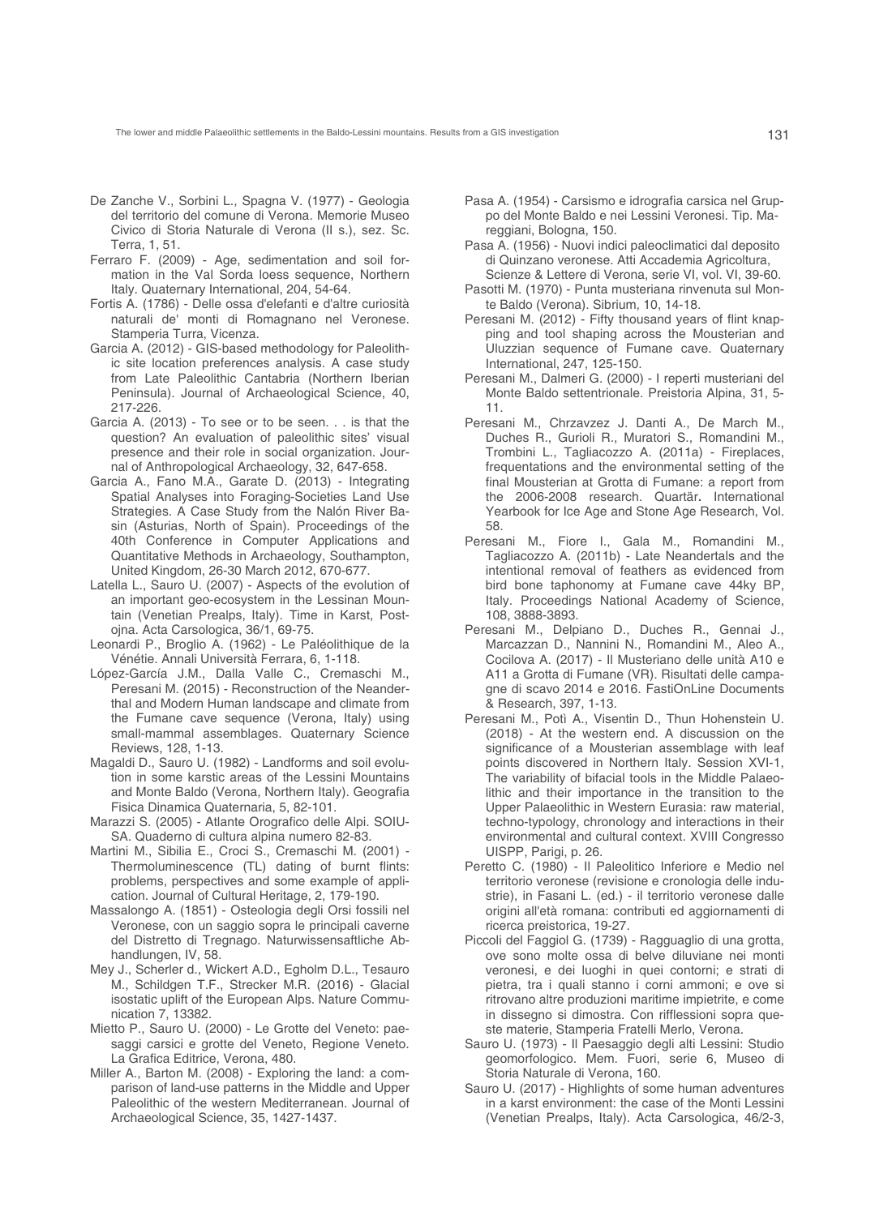De Zanche V., Sorbini L., Spagna V. (1977) - Geologia del territorio del comune di Verona. Memorie Museo Civico di Storia Naturale di Verona (II s.), sez. Sc. Terra, 1, 51.

Ferraro F. (2009) - Age, sedimentation and soil formation in the Val Sorda loess sequence, Northern Italy. Quaternary International, 204, 54-64.

Fortis A. (1786) - Delle ossa d'elefanti e d'altre curiosità naturali de' monti di Romagnano nel Veronese. Stamperia Turra, Vicenza.

Garcia A. (2012) - GIS-based methodology for Paleolithic site location preferences analysis. A case study from Late Paleolithic Cantabria (Northern Iberian Peninsula). Journal of Archaeological Science, 40, 217-226.

Garcia A. (2013) - To see or to be seen. . . is that the question? An evaluation of paleolithic sites' visual presence and their role in social organization. Journal of Anthropological Archaeology, 32, 647-658.

Garcia A., Fano M.A., Garate D. (2013) - Integrating Spatial Analyses into Foraging-Societies Land Use Strategies. A Case Study from the Nalón River Basin (Asturias, North of Spain). Proceedings of the 40th Conference in Computer Applications and Quantitative Methods in Archaeology, Southampton, United Kingdom, 26-30 March 2012, 670-677.

Latella L., Sauro U. (2007) - Aspects of the evolution of an important geo-ecosystem in the Lessinan Mountain (Venetian Prealps, Italy). Time in Karst, Postojna. Acta Carsologica, 36/1, 69-75.

Leonardi P., Broglio A. (1962) - Le Paléolithique de la Vénétie. Annali Università Ferrara, 6, 1-118.

López-García J.M., Dalla Valle C., Cremaschi M., Peresani M. (2015) - Reconstruction of the Neanderthal and Modern Human landscape and climate from the Fumane cave sequence (Verona, Italy) using small-mammal assemblages. Quaternary Science Reviews, 128, 1-13.

Magaldi D., Sauro U. (1982) - Landforms and soil evolution in some karstic areas of the Lessini Mountains and Monte Baldo (Verona, Northern Italy). Geografia Fisica Dinamica Quaternaria, 5, 82-101.

Marazzi S. (2005) - Atlante Orografico delle Alpi. SOIUSA. Quaderno di cultura alpina numero 82-83.

Martini M., Sibilia E., Croci S., Cremaschi M. (2001) - Thermoluminescence (TL) dating of burnt flints: problems, perspectives and some example of application. Journal of Cultural Heritage, 2, 179-190.

Massalongo A. (1851) - Osteologia degli Orsi fossili nel Veronese, con un saggio sopra le principali caverne del Distretto di Tregnago. Naturwissensaftliche Abhandlungen, IV, 58.

Mey J., Scherler d., Wickert A.D., Egholm D.L., Tesauro M., Schildgen T.F., Strecker M.R. (2016) - Glacial isostatic uplift of the European Alps. Nature Communication 7, 13382.

Mietto P., Sauro U. (2000) - Le Grotte del Veneto: paesaggi carsici e grotte del Veneto, Regione Veneto. La Grafica Editrice, Verona, 480.

Miller A., Barton M. (2008) - Exploring the land: a comparison of land-use patterns in the Middle and Upper Paleolithic of the western Mediterranean. Journal of Archaeological Science, 35, 1427-1437.

Pasa A. (1954) - Carsismo e idrografia carsica nel Gruppo del Monte Baldo e nei Lessini Veronesi. Tip. Mareggiani, Bologna, 150.

Pasa A. (1956) - Nuovi indici paleoclimatici dal deposito di Quinzano veronese. Atti Accademia Agricoltura, Scienze & Lettere di Verona, serie VI, vol. VI, 39-60.

Pasotti M. (1970) - Punta musteriana rinvenuta sul Monte Baldo (Verona). Sibrium, 10, 14-18.

Peresani M. (2012) - Fifty thousand years of flint knapping and tool shaping across the Mousterian and Uluzzian sequence of Fumane cave. Quaternary International, 247, 125-150.

Peresani M., Dalmeri G. (2000) - I reperti musteriani del Monte Baldo settentrionale. Preistoria Alpina, 31, 5-11.

Peresani M., Chrzavzez J. Danti A., De March M., Duches R., Gurioli R., Muratori S., Romandini M., Trombini L., Tagliacozzo A. (2011a) - Fireplaces, frequentations and the environmental setting of the final Mousterian at Grotta di Fumane: a report from the 2006-2008 research. Quartär. International Yearbook for Ice Age and Stone Age Research, Vol. 58.

Peresani M., Fiore I., Gala M., Romandini M., Tagliacozzo A. (2011b) - Late Neandertals and the intentional removal of feathers as evidenced from bird bone taphonomy at Fumane cave 44ky BP, Italy. Proceedings National Academy of Science, 108, 3888-3893.

Peresani M., Delpiano D., Duches R., Gennai J., Marcazzan D., Nannini N., Romandini M., Aleo A., Cocilova A. (2017) - Il Musteriano delle unità A10 e A11 a Grotta di Fumane (VR). Risultati delle campagne di scavo 2014 e 2016. FastiOnLine Documents & Research, 397, 1-13.

Peresani M., Potì A., Visentin D., Thun Hohenstein U. (2018) - At the western end. A discussion on the significance of a Mousterian assemblage with leaf points discovered in Northern Italy. Session XVI-1, The variability of bifacial tools in the Middle Palaeolithic and their importance in the transition to the Upper Palaeolithic in Western Eurasia: raw material, techno-typology, chronology and interactions in their environmental and cultural context. XVIII Congresso UISPP, Parigi, p. 26.

Peretto C. (1980) - Il Paleolitico Inferiore e Medio nel territorio veronese (revisione e cronologia delle industrie), in Fasani L. (ed.) - il territorio veronese dalle origini all'età romana: contributi ed aggiornamenti di ricerca preistorica, 19-27.

Piccoli del Faggiol G. (1739) - Ragguaglio di una grotta, ove sono molte ossa di belve diluviane nei monti veronesi, e dei luoghi in quei contorni; e strati di pietra, tra i quali stanno i corni ammoni; e ove si ritrovano altre produzioni maritime impietrite, e come in dissegno si dimostra. Con rifflessioni sopra queste materie, Stamperia Fratelli Merlo, Verona.

Sauro U. (1973) - Il Paesaggio degli alti Lessini: Studio geomorfologico. Mem. Fuori, serie 6, Museo di Storia Naturale di Verona, 160.

Sauro U. (2017) - Highlights of some human adventures in a karst environment: the case of the Monti Lessini (Venetian Prealps, Italy). Acta Carsologica, 46/2-3,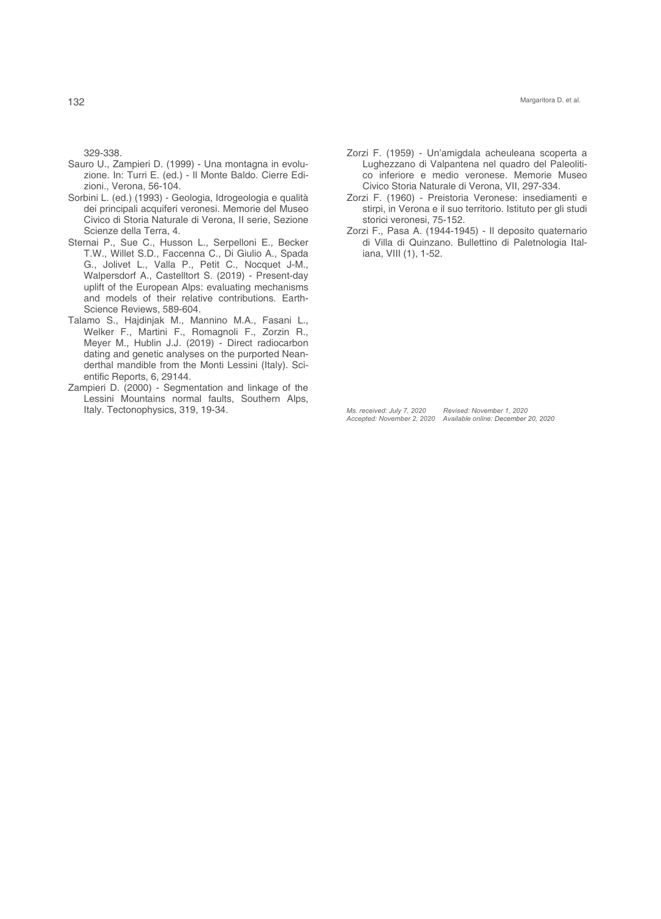329-338.

Sauro U., Zampieri D. (1999) - Una montagna in evoluzione. In: Turri E. (ed.) - Il Monte Baldo. Cierre Edizioni., Verona, 56-104.

Sorbini L. (ed.) (1993) - Geologia, Idrogeologia e qualità dei principali acquiferi veronesi. Memorie del Museo Civico di Storia Naturale di Verona, II serie, Sezione Scienze della Terra, 4.

Sternai P., Sue C., Husson L., Serpelloni E., Becker T.W., Willet S.D., Faccenna C., Di Giulio A., Spada G., Jolivet L., Valla P., Petit C., Nocquet J-M., Walpersdorf A., Castelltort S. (2019) - Present-day uplift of the European Alps: evaluating mechanisms and models of their relative contributions. Earth-Science Reviews, 589-604.

Talamo S., Hajdinjak M., Mannino M.A., Fasani L., Welker F., Martini F., Romagnoli F., Zorzin R., Meyer M., Hublin J.J. (2019) - Direct radiocarbon dating and genetic analyses on the purported Neanderthal mandible from the Monti Lessini (Italy). Scientific Reports, 6, 29144.

Zampieri D. (2000) - Segmentation and linkage of the Lessini Mountains normal faults, Southern Alps, Italy. Tectonophysics, 319, 19-34.

Zorzi F. (1959) - Un'amigdala acheuleana scoperta a Lughezzano di Valpantena nel quadro del Paleolitico inferiore e medio veronese. Memorie Museo Civico Storia Naturale di Verona, VII, 297-334.

Zorzi F. (1960) - Preistoria Veronese: insediamenti e stirpi, in Verona e il suo territorio. Istituto per gli studi storici veronesi, 75-152.

Zorzi F., Pasa A. (1944-1945) - Il deposito quaternario di Villa di Quinzano. Bullettino di Paletnologia Italiana, VIII (1), 1-52.

*Ms. received: July 7, 2020 Revised: November 1, 2020*
*Accepted: November 2, 2020 Available online: December 20, 2020*